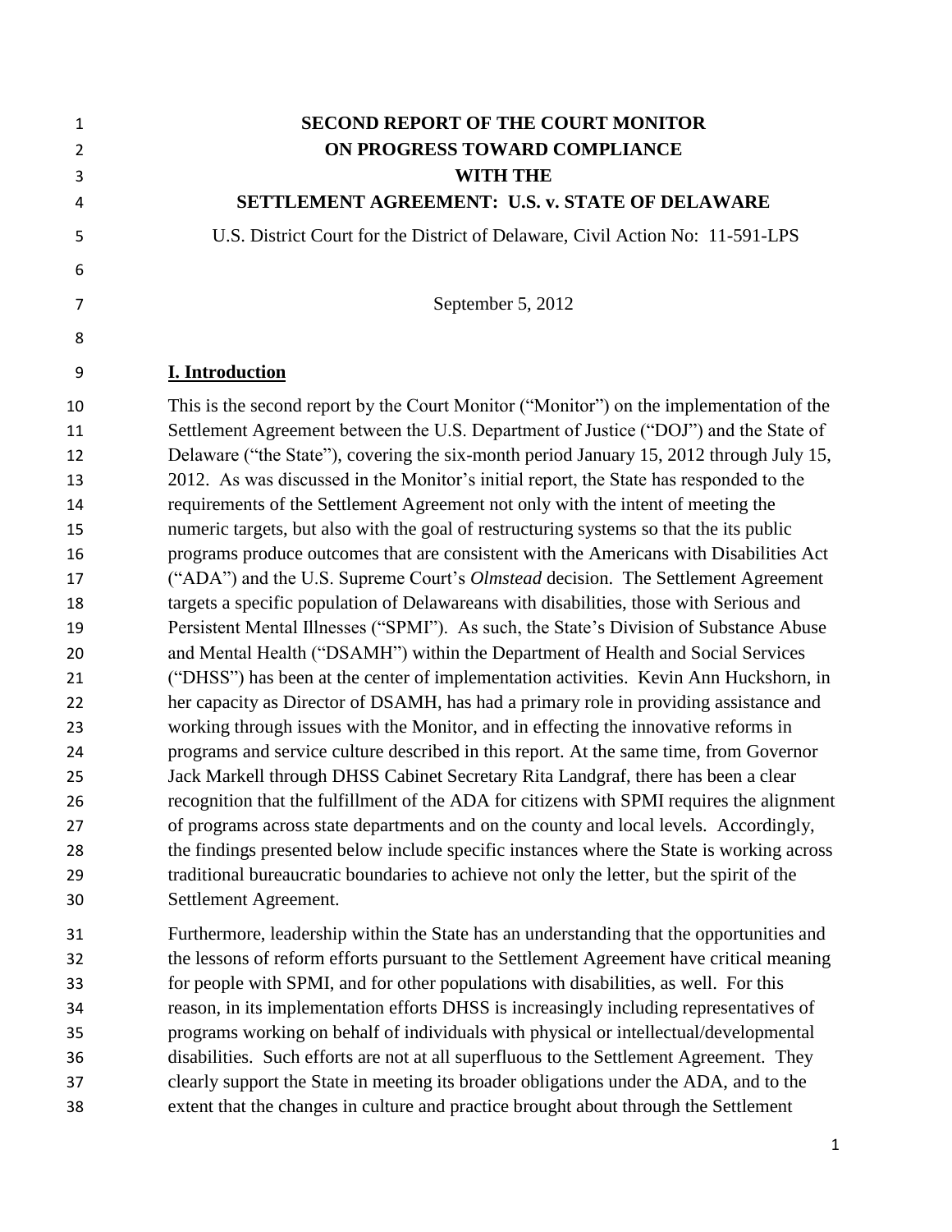# SECOND REPORT OF THE COURT MONITOR ON PROGRESS TOWARD COMPLIANCE WITH THE SETTLEMENT AGREEMENT: U.S. v. STATE OF DELAWARE

U.S. District Court for the District of Delaware, Civil Action No: 11-591-LPS

September 5, 2012

## I. Introduction

This is the second report by the Court Monitor ("Monitor") on the implementation of the Settlement Agreement between the U.S. Department of Justice ("DOJ") and the State of Delaware ("the State"), covering the six-month period January 15, 2012 through July 15, 2012. As was discussed in the Monitor's initial report, the State has responded to the requirements of the Settlement Agreement not only with the intent of meeting the numeric targets, but also with the goal of restructuring systems so that the its public programs produce outcomes that are consistent with the Americans with Disabilities Act ("ADA") and the U.S. Supreme Court's *Olmstead* decision. The Settlement Agreement targets a specific population of Delawareans with disabilities, those with Serious and Persistent Mental Illnesses ("SPMI"). As such, the State's Division of Substance Abuse and Mental Health ("DSAMH") within the Department of Health and Social Services ("DHSS") has been at the center of implementation activities. Kevin Ann Huckshorn, in her capacity as Director of DSAMH, has had a primary role in providing assistance and working through issues with the Monitor, and in effecting the innovative reforms in programs and service culture described in this report. At the same time, from Governor Jack Markell through DHSS Cabinet Secretary Rita Landgraf, there has been a clear recognition that the fulfillment of the ADA for citizens with SPMI requires the alignment of programs across state departments and on the county and local levels. Accordingly, the findings presented below include specific instances where the State is working across traditional bureaucratic boundaries to achieve not only the letter, but the spirit of the Settlement Agreement.

Furthermore, leadership within the State has an understanding that the opportunities and the lessons of reform efforts pursuant to the Settlement Agreement have critical meaning for people with SPMI, and for other populations with disabilities, as well. For this reason, in its implementation efforts DHSS is increasingly including representatives of programs working on behalf of individuals with physical or intellectual/developmental disabilities. Such efforts are not at all superfluous to the Settlement Agreement. They clearly support the State in meeting its broader obligations under the ADA, and to the extent that the changes in culture and practice brought about through the Settlement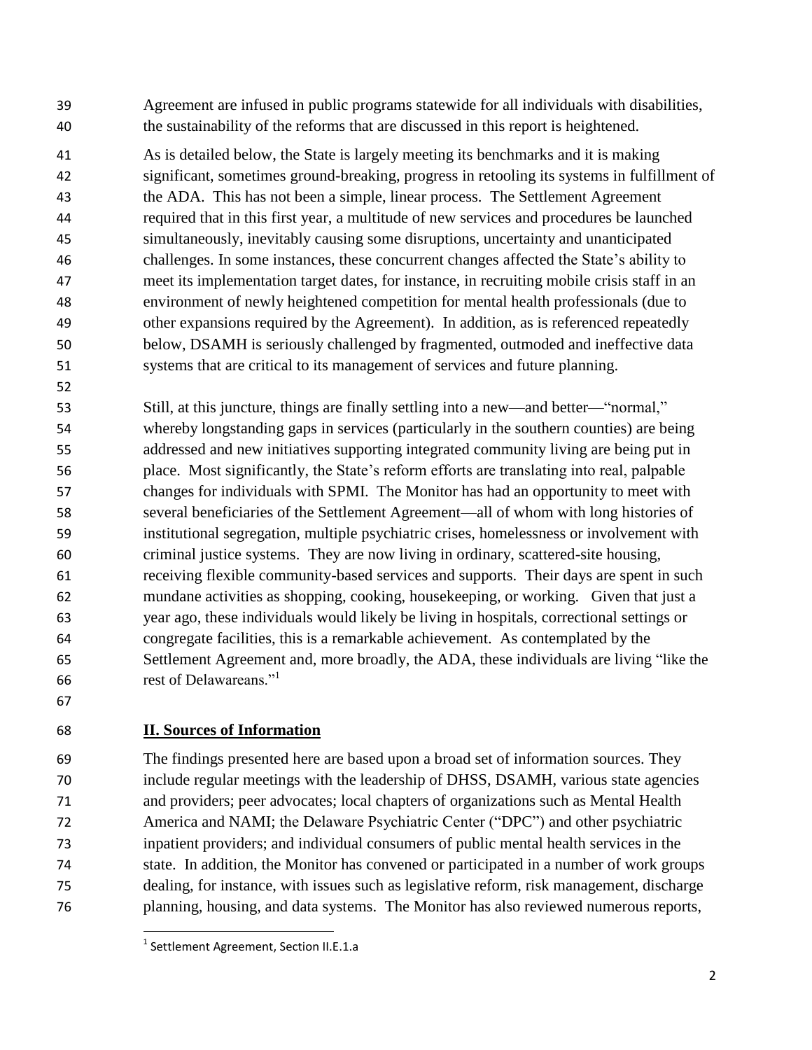Agreement are infused in public programs statewide for all individuals with disabilities, the sustainability of the reforms that are discussed in this report is heightened.

As is detailed below, the State is largely meeting its benchmarks and it is making significant, sometimes ground-breaking, progress in retooling its systems in fulfillment of the ADA. This has not been a simple, linear process. The Settlement Agreement required that in this first year, a multitude of new services and procedures be launched simultaneously, inevitably causing some disruptions, uncertainty and unanticipated challenges. In some instances, these concurrent changes affected the State's ability to meet its implementation target dates, for instance, in recruiting mobile crisis staff in an environment of newly heightened competition for mental health professionals (due to other expansions required by the Agreement). In addition, as is referenced repeatedly below, DSAMH is seriously challenged by fragmented, outmoded and ineffective data systems that are critical to its management of services and future planning.

Still, at this juncture, things are finally settling into a new—and better—"normal," whereby longstanding gaps in services (particularly in the southern counties) are being addressed and new initiatives supporting integrated community living are being put in place. Most significantly, the State's reform efforts are translating into real, palpable changes for individuals with SPMI. The Monitor has had an opportunity to meet with several beneficiaries of the Settlement Agreement—all of whom with long histories of institutional segregation, multiple psychiatric crises, homelessness or involvement with criminal justice systems. They are now living in ordinary, scattered-site housing, receiving flexible community-based services and supports. Their days are spent in such mundane activities as shopping, cooking, housekeeping, or working. Given that just a year ago, these individuals would likely be living in hospitals, correctional settings or congregate facilities, this is a remarkable achievement. As contemplated by the Settlement Agreement and, more broadly, the ADA, these individuals are living "like the rest of Delawareans."[1]

## II. Sources of Information

The findings presented here are based upon a broad set of information sources. They include regular meetings with the leadership of DHSS, DSAMH, various state agencies and providers; peer advocates; local chapters of organizations such as Mental Health America and NAMI; the Delaware Psychiatric Center ("DPC") and other psychiatric inpatient providers; and individual consumers of public mental health services in the state. In addition, the Monitor has convened or participated in a number of work groups dealing, for instance, with issues such as legislative reform, risk management, discharge planning, housing, and data systems. The Monitor has also reviewed numerous reports,

[1] Settlement Agreement, Section II.E.1.a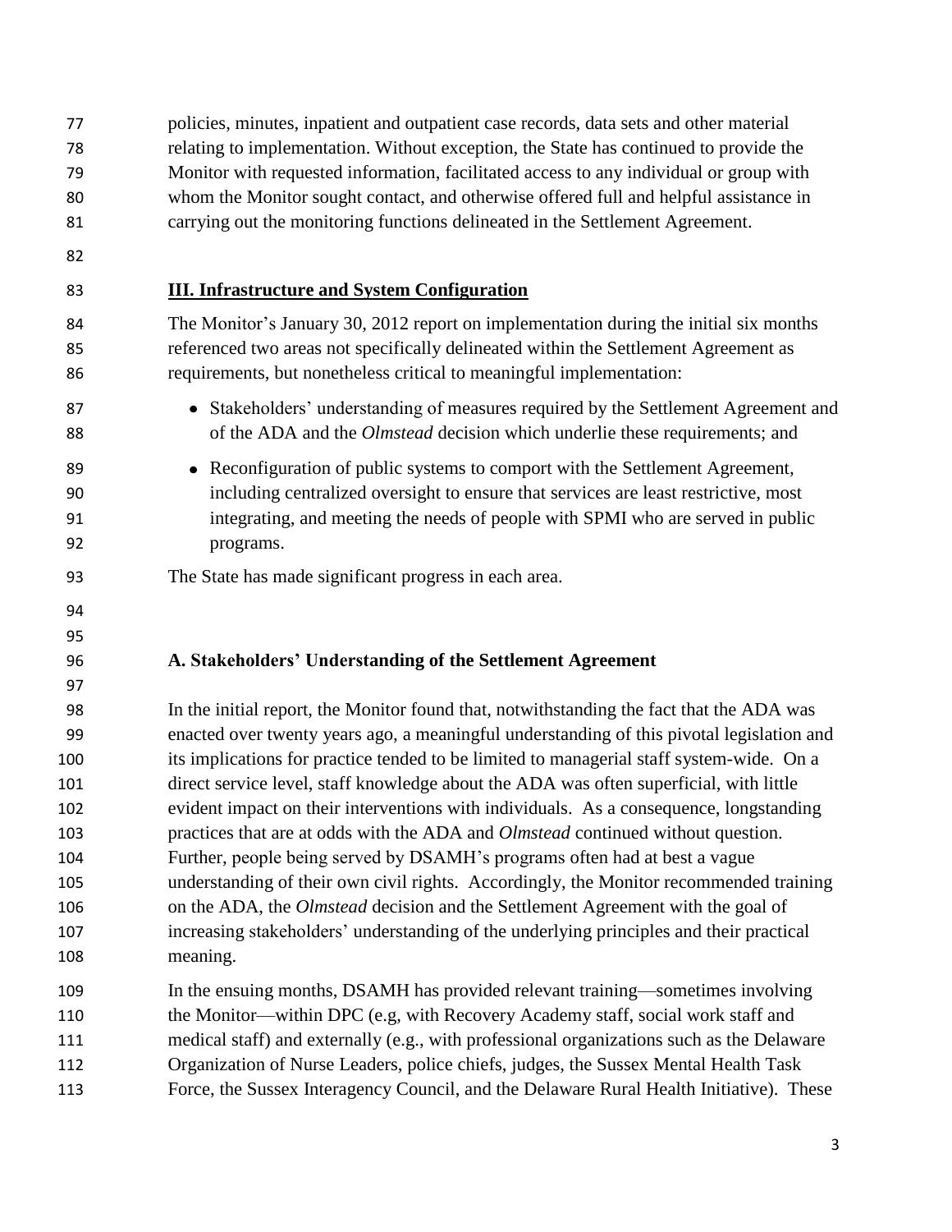policies, minutes, inpatient and outpatient case records, data sets and other material relating to implementation. Without exception, the State has continued to provide the Monitor with requested information, facilitated access to any individual or group with whom the Monitor sought contact, and otherwise offered full and helpful assistance in carrying out the monitoring functions delineated in the Settlement Agreement.

## III. Infrastructure and System Configuration

The Monitor's January 30, 2012 report on implementation during the initial six months referenced two areas not specifically delineated within the Settlement Agreement as requirements, but nonetheless critical to meaningful implementation:

- Stakeholders' understanding of measures required by the Settlement Agreement and of the ADA and the *Olmstead* decision which underlie these requirements; and
- Reconfiguration of public systems to comport with the Settlement Agreement, including centralized oversight to ensure that services are least restrictive, most integrating, and meeting the needs of people with SPMI who are served in public programs.

The State has made significant progress in each area.

### A. Stakeholders' Understanding of the Settlement Agreement

In the initial report, the Monitor found that, notwithstanding the fact that the ADA was enacted over twenty years ago, a meaningful understanding of this pivotal legislation and its implications for practice tended to be limited to managerial staff system-wide. On a direct service level, staff knowledge about the ADA was often superficial, with little evident impact on their interventions with individuals. As a consequence, longstanding practices that are at odds with the ADA and *Olmstead* continued without question. Further, people being served by DSAMH's programs often had at best a vague understanding of their own civil rights. Accordingly, the Monitor recommended training on the ADA, the *Olmstead* decision and the Settlement Agreement with the goal of increasing stakeholders' understanding of the underlying principles and their practical meaning.

In the ensuing months, DSAMH has provided relevant training—sometimes involving the Monitor—within DPC (e.g, with Recovery Academy staff, social work staff and medical staff) and externally (e.g., with professional organizations such as the Delaware Organization of Nurse Leaders, police chiefs, judges, the Sussex Mental Health Task Force, the Sussex Interagency Council, and the Delaware Rural Health Initiative). These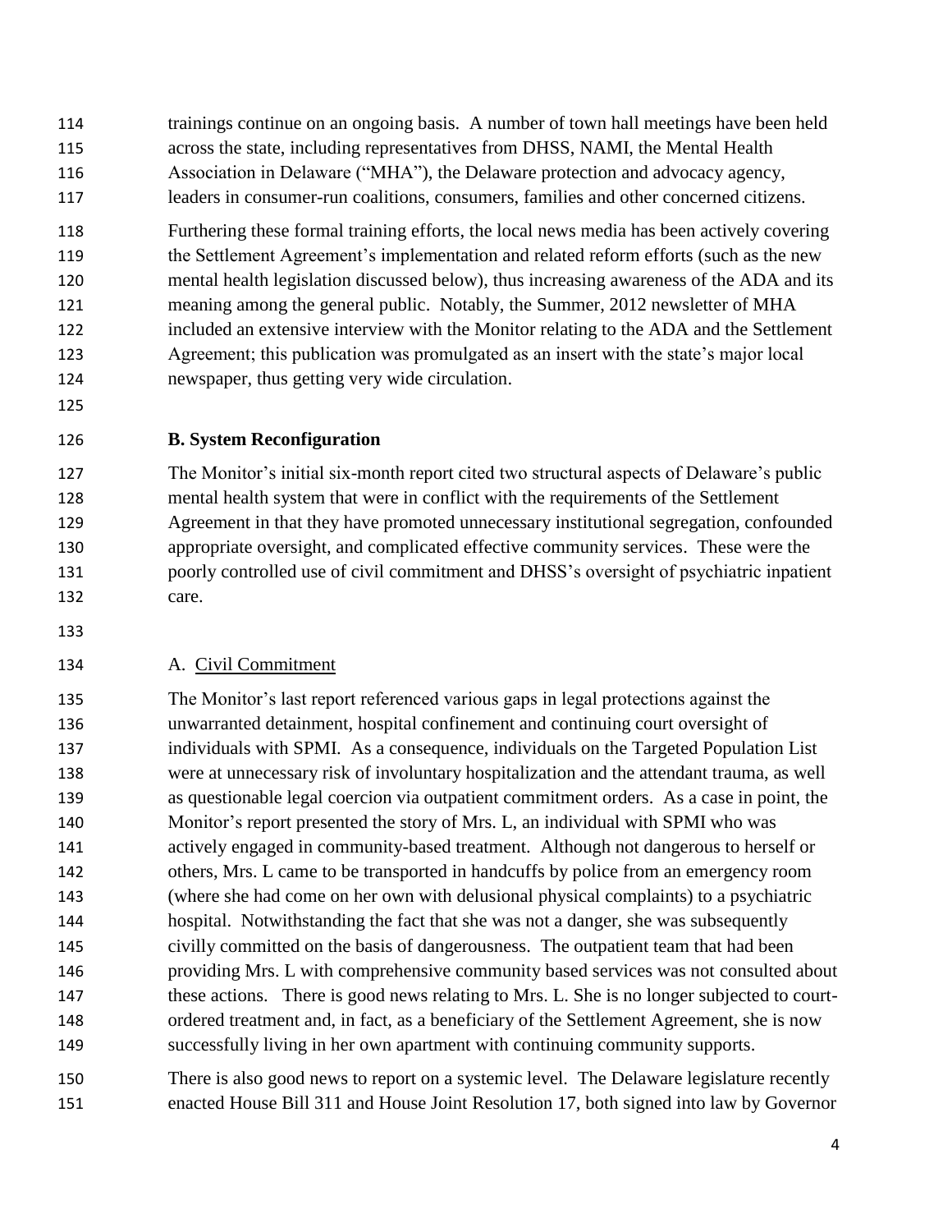trainings continue on an ongoing basis. A number of town hall meetings have been held across the state, including representatives from DHSS, NAMI, the Mental Health Association in Delaware ("MHA"), the Delaware protection and advocacy agency, leaders in consumer-run coalitions, consumers, families and other concerned citizens.

Furthering these formal training efforts, the local news media has been actively covering the Settlement Agreement's implementation and related reform efforts (such as the new mental health legislation discussed below), thus increasing awareness of the ADA and its meaning among the general public. Notably, the Summer, 2012 newsletter of MHA included an extensive interview with the Monitor relating to the ADA and the Settlement Agreement; this publication was promulgated as an insert with the state's major local newspaper, thus getting very wide circulation.

**B. System Reconfiguration**

The Monitor's initial six-month report cited two structural aspects of Delaware's public mental health system that were in conflict with the requirements of the Settlement Agreement in that they have promoted unnecessary institutional segregation, confounded appropriate oversight, and complicated effective community services. These were the poorly controlled use of civil commitment and DHSS's oversight of psychiatric inpatient care.

A. Civil Commitment

The Monitor's last report referenced various gaps in legal protections against the unwarranted detainment, hospital confinement and continuing court oversight of individuals with SPMI. As a consequence, individuals on the Targeted Population List were at unnecessary risk of involuntary hospitalization and the attendant trauma, as well as questionable legal coercion via outpatient commitment orders. As a case in point, the Monitor's report presented the story of Mrs. L, an individual with SPMI who was actively engaged in community-based treatment. Although not dangerous to herself or others, Mrs. L came to be transported in handcuffs by police from an emergency room (where she had come on her own with delusional physical complaints) to a psychiatric hospital. Notwithstanding the fact that she was not a danger, she was subsequently civilly committed on the basis of dangerousness. The outpatient team that had been providing Mrs. L with comprehensive community based services was not consulted about these actions. There is good news relating to Mrs. L. She is no longer subjected to court-ordered treatment and, in fact, as a beneficiary of the Settlement Agreement, she is now successfully living in her own apartment with continuing community supports.

There is also good news to report on a systemic level. The Delaware legislature recently enacted House Bill 311 and House Joint Resolution 17, both signed into law by Governor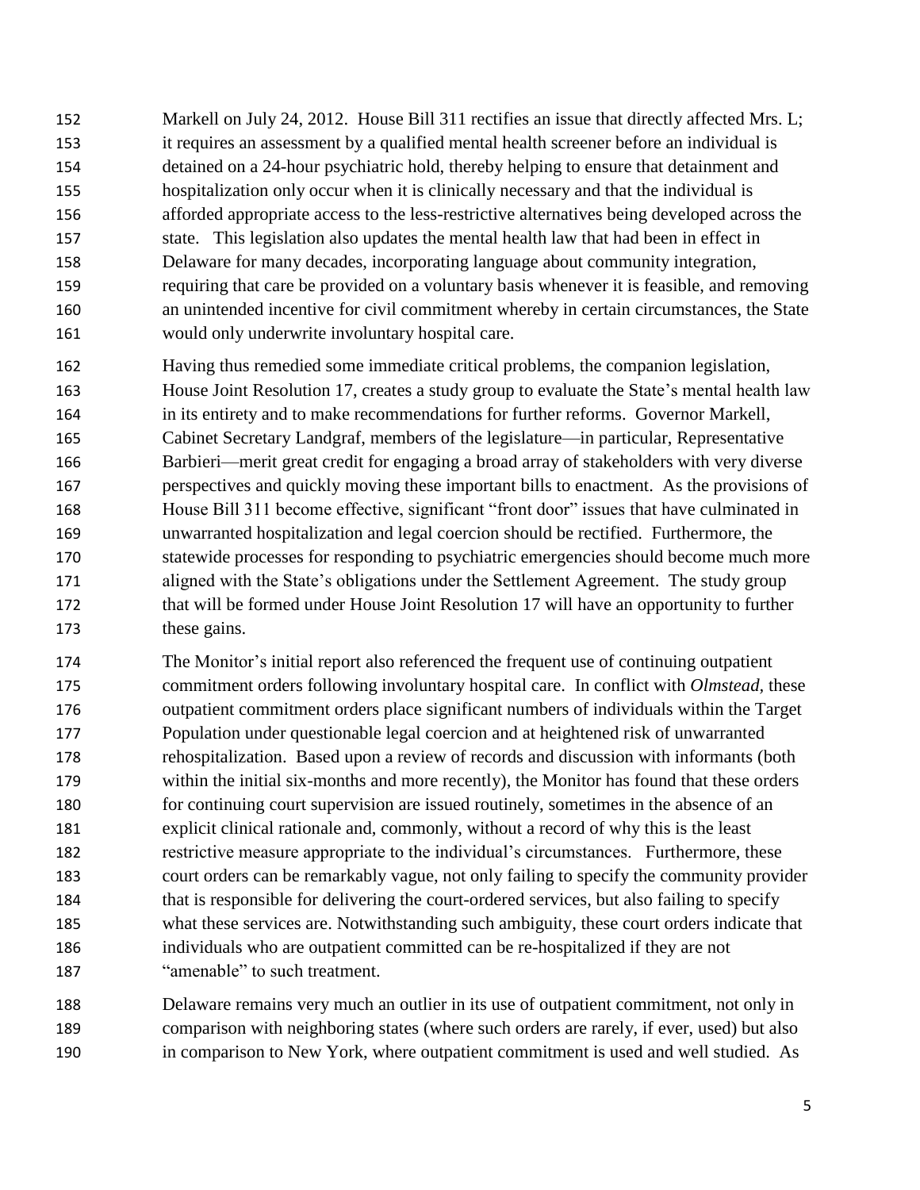Markell on July 24, 2012. House Bill 311 rectifies an issue that directly affected Mrs. L; it requires an assessment by a qualified mental health screener before an individual is detained on a 24-hour psychiatric hold, thereby helping to ensure that detainment and hospitalization only occur when it is clinically necessary and that the individual is afforded appropriate access to the less-restrictive alternatives being developed across the state. This legislation also updates the mental health law that had been in effect in Delaware for many decades, incorporating language about community integration, requiring that care be provided on a voluntary basis whenever it is feasible, and removing an unintended incentive for civil commitment whereby in certain circumstances, the State would only underwrite involuntary hospital care.

Having thus remedied some immediate critical problems, the companion legislation, House Joint Resolution 17, creates a study group to evaluate the State's mental health law in its entirety and to make recommendations for further reforms. Governor Markell, Cabinet Secretary Landgraf, members of the legislature—in particular, Representative Barbieri—merit great credit for engaging a broad array of stakeholders with very diverse perspectives and quickly moving these important bills to enactment. As the provisions of House Bill 311 become effective, significant "front door" issues that have culminated in unwarranted hospitalization and legal coercion should be rectified. Furthermore, the statewide processes for responding to psychiatric emergencies should become much more aligned with the State's obligations under the Settlement Agreement. The study group that will be formed under House Joint Resolution 17 will have an opportunity to further these gains.

The Monitor's initial report also referenced the frequent use of continuing outpatient commitment orders following involuntary hospital care. In conflict with *Olmstead*, these outpatient commitment orders place significant numbers of individuals within the Target Population under questionable legal coercion and at heightened risk of unwarranted rehospitalization. Based upon a review of records and discussion with informants (both within the initial six-months and more recently), the Monitor has found that these orders for continuing court supervision are issued routinely, sometimes in the absence of an explicit clinical rationale and, commonly, without a record of why this is the least restrictive measure appropriate to the individual's circumstances. Furthermore, these court orders can be remarkably vague, not only failing to specify the community provider that is responsible for delivering the court-ordered services, but also failing to specify what these services are. Notwithstanding such ambiguity, these court orders indicate that individuals who are outpatient committed can be re-hospitalized if they are not "amenable" to such treatment.

Delaware remains very much an outlier in its use of outpatient commitment, not only in comparison with neighboring states (where such orders are rarely, if ever, used) but also in comparison to New York, where outpatient commitment is used and well studied. As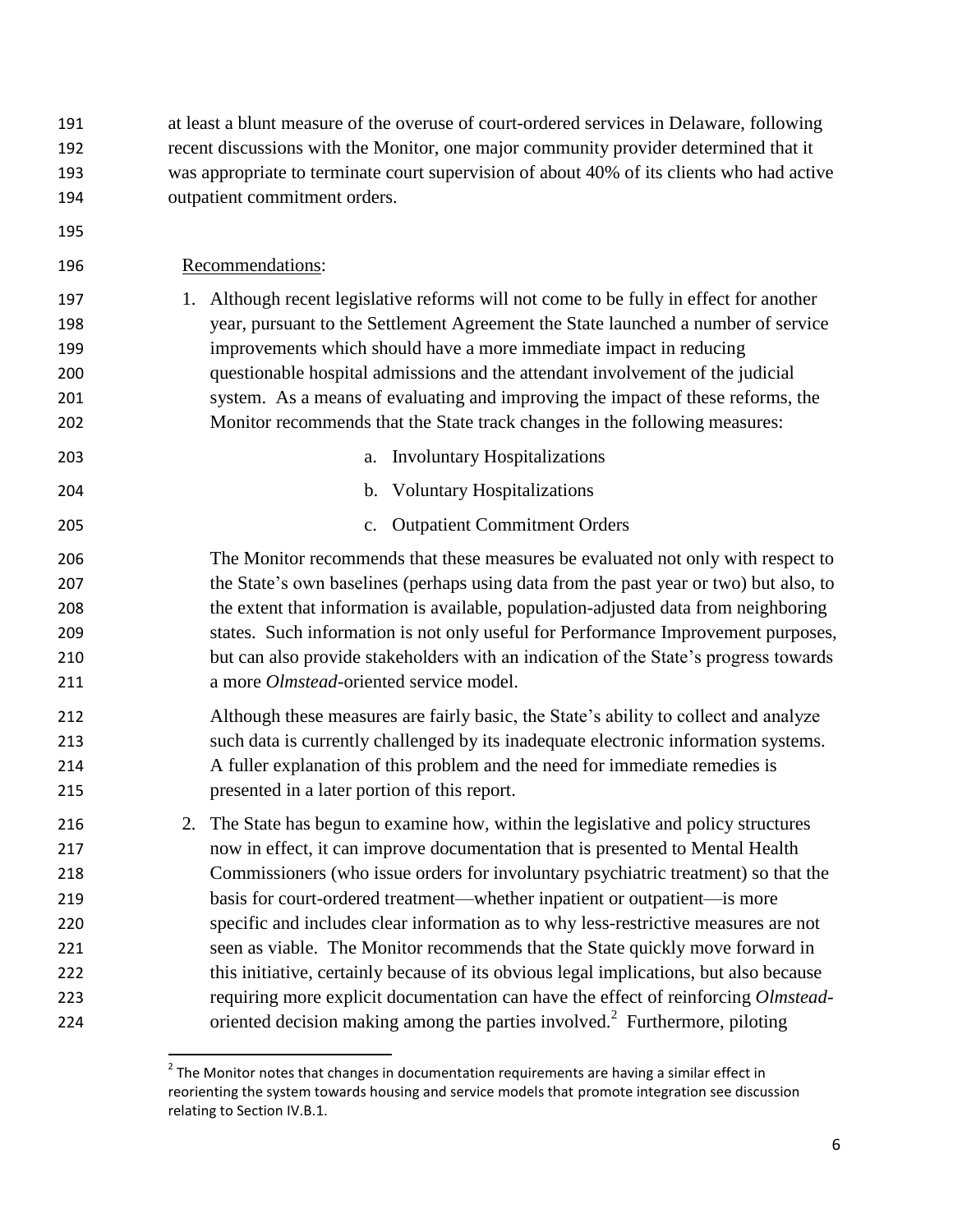at least a blunt measure of the overuse of court-ordered services in Delaware, following recent discussions with the Monitor, one major community provider determined that it was appropriate to terminate court supervision of about 40% of its clients who had active outpatient commitment orders.

Recommendations:

1. Although recent legislative reforms will not come to be fully in effect for another year, pursuant to the Settlement Agreement the State launched a number of service improvements which should have a more immediate impact in reducing questionable hospital admissions and the attendant involvement of the judicial system. As a means of evaluating and improving the impact of these reforms, the Monitor recommends that the State track changes in the following measures:

   a. Involuntary Hospitalizations

   b. Voluntary Hospitalizations

   c. Outpatient Commitment Orders

   The Monitor recommends that these measures be evaluated not only with respect to the State's own baselines (perhaps using data from the past year or two) but also, to the extent that information is available, population-adjusted data from neighboring states. Such information is not only useful for Performance Improvement purposes, but can also provide stakeholders with an indication of the State's progress towards a more *Olmstead*-oriented service model.

   Although these measures are fairly basic, the State's ability to collect and analyze such data is currently challenged by its inadequate electronic information systems. A fuller explanation of this problem and the need for immediate remedies is presented in a later portion of this report.

2. The State has begun to examine how, within the legislative and policy structures now in effect, it can improve documentation that is presented to Mental Health Commissioners (who issue orders for involuntary psychiatric treatment) so that the basis for court-ordered treatment—whether inpatient or outpatient—is more specific and includes clear information as to why less-restrictive measures are not seen as viable. The Monitor recommends that the State quickly move forward in this initiative, certainly because of its obvious legal implications, but also because requiring more explicit documentation can have the effect of reinforcing *Olmstead*-oriented decision making among the parties involved.[2] Furthermore, piloting

[2] The Monitor notes that changes in documentation requirements are having a similar effect in reorienting the system towards housing and service models that promote integration see discussion relating to Section IV.B.1.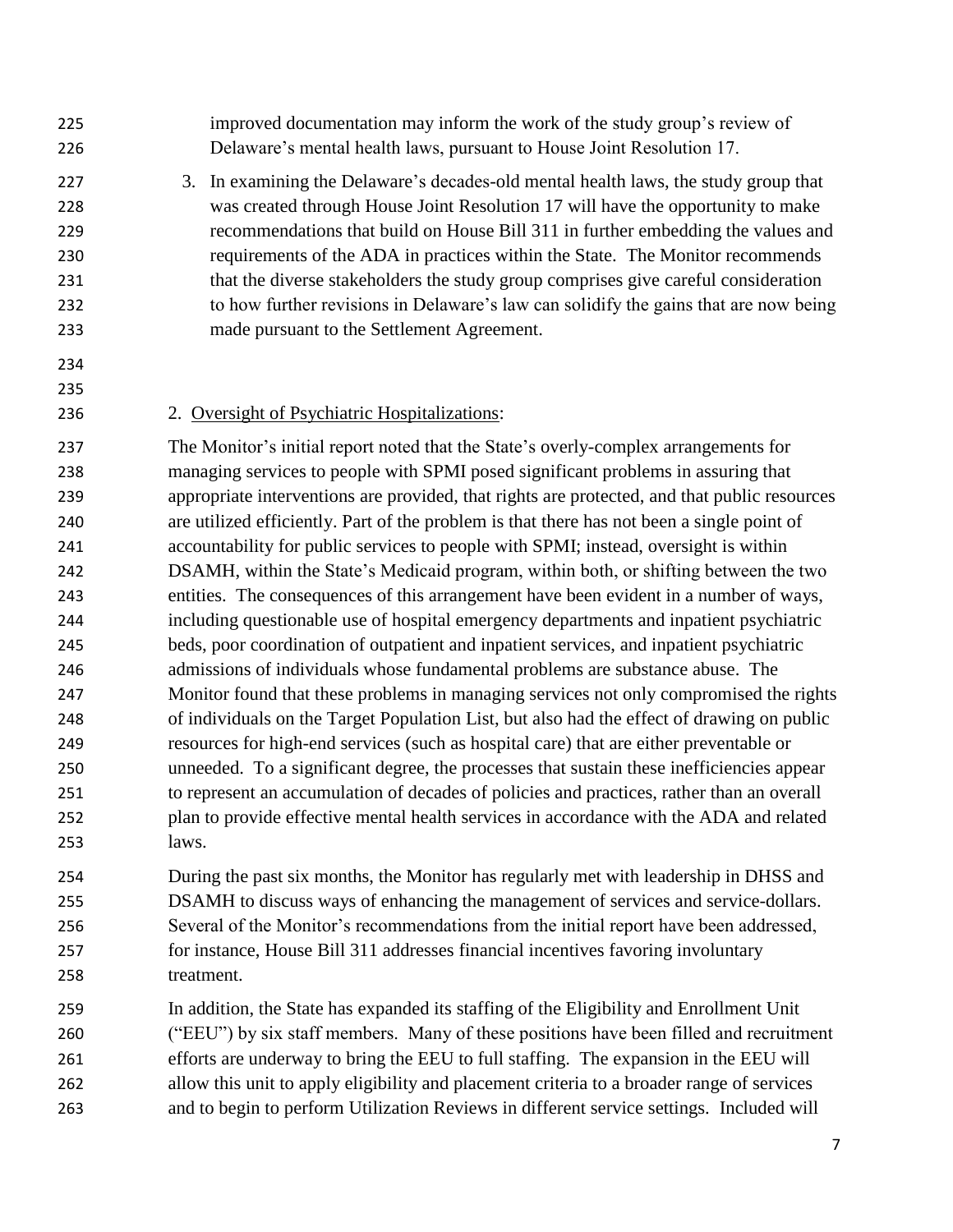improved documentation may inform the work of the study group's review of Delaware's mental health laws, pursuant to House Joint Resolution 17.

3. In examining the Delaware's decades-old mental health laws, the study group that was created through House Joint Resolution 17 will have the opportunity to make recommendations that build on House Bill 311 in further embedding the values and requirements of the ADA in practices within the State. The Monitor recommends that the diverse stakeholders the study group comprises give careful consideration to how further revisions in Delaware's law can solidify the gains that are now being made pursuant to the Settlement Agreement.

2. <u>Oversight of Psychiatric Hospitalizations</u>:

The Monitor's initial report noted that the State's overly-complex arrangements for managing services to people with SPMI posed significant problems in assuring that appropriate interventions are provided, that rights are protected, and that public resources are utilized efficiently. Part of the problem is that there has not been a single point of accountability for public services to people with SPMI; instead, oversight is within DSAMH, within the State's Medicaid program, within both, or shifting between the two entities. The consequences of this arrangement have been evident in a number of ways, including questionable use of hospital emergency departments and inpatient psychiatric beds, poor coordination of outpatient and inpatient services, and inpatient psychiatric admissions of individuals whose fundamental problems are substance abuse. The Monitor found that these problems in managing services not only compromised the rights of individuals on the Target Population List, but also had the effect of drawing on public resources for high-end services (such as hospital care) that are either preventable or unneeded. To a significant degree, the processes that sustain these inefficiencies appear to represent an accumulation of decades of policies and practices, rather than an overall plan to provide effective mental health services in accordance with the ADA and related laws.

During the past six months, the Monitor has regularly met with leadership in DHSS and DSAMH to discuss ways of enhancing the management of services and service-dollars. Several of the Monitor's recommendations from the initial report have been addressed, for instance, House Bill 311 addresses financial incentives favoring involuntary treatment.

In addition, the State has expanded its staffing of the Eligibility and Enrollment Unit ("EEU") by six staff members. Many of these positions have been filled and recruitment efforts are underway to bring the EEU to full staffing. The expansion in the EEU will allow this unit to apply eligibility and placement criteria to a broader range of services and to begin to perform Utilization Reviews in different service settings. Included will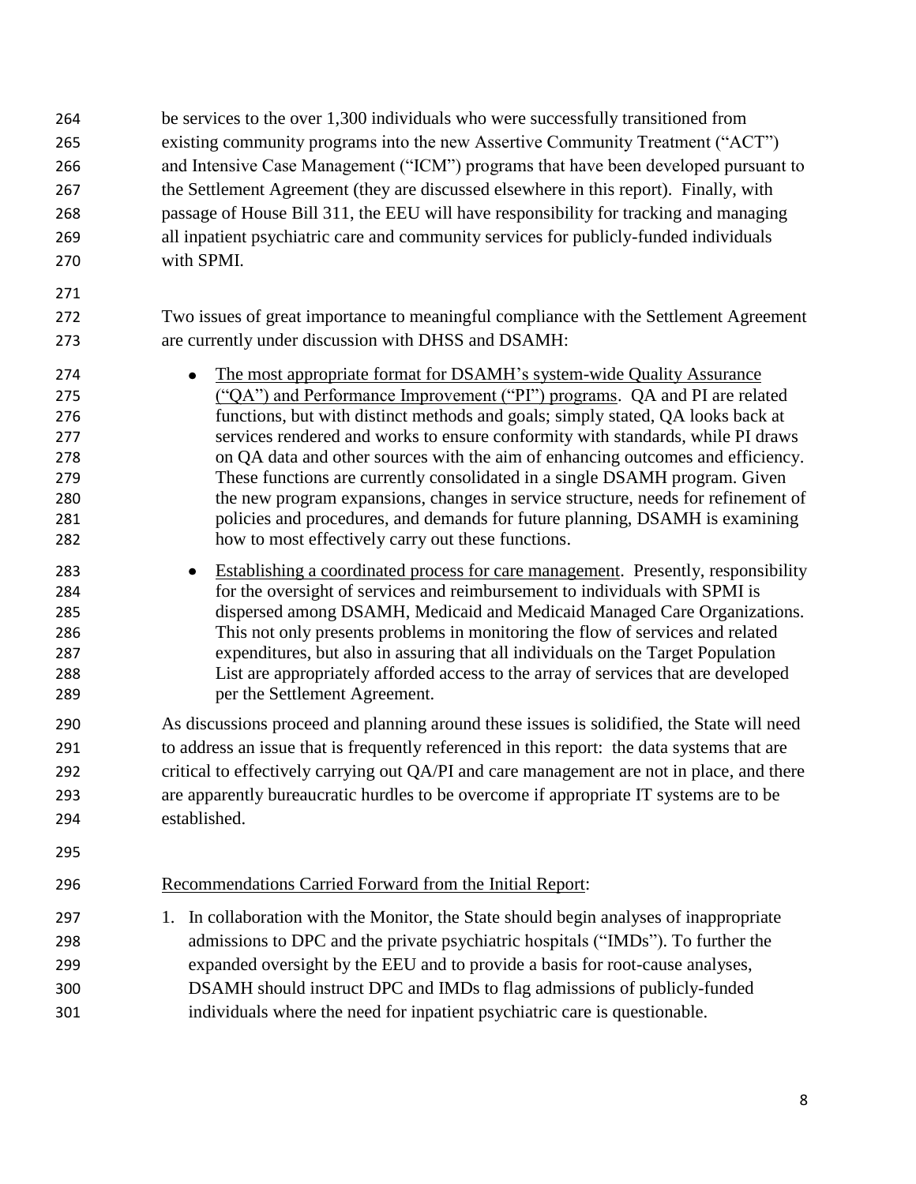be services to the over 1,300 individuals who were successfully transitioned from existing community programs into the new Assertive Community Treatment ("ACT") and Intensive Case Management ("ICM") programs that have been developed pursuant to the Settlement Agreement (they are discussed elsewhere in this report). Finally, with passage of House Bill 311, the EEU will have responsibility for tracking and managing all inpatient psychiatric care and community services for publicly-funded individuals with SPMI.

Two issues of great importance to meaningful compliance with the Settlement Agreement are currently under discussion with DHSS and DSAMH:

- <u>The most appropriate format for DSAMH's system-wide Quality Assurance ("QA") and Performance Improvement ("PI") programs</u>. QA and PI are related functions, but with distinct methods and goals; simply stated, QA looks back at services rendered and works to ensure conformity with standards, while PI draws on QA data and other sources with the aim of enhancing outcomes and efficiency. These functions are currently consolidated in a single DSAMH program. Given the new program expansions, changes in service structure, needs for refinement of policies and procedures, and demands for future planning, DSAMH is examining how to most effectively carry out these functions.
- <u>Establishing a coordinated process for care management</u>. Presently, responsibility for the oversight of services and reimbursement to individuals with SPMI is dispersed among DSAMH, Medicaid and Medicaid Managed Care Organizations. This not only presents problems in monitoring the flow of services and related expenditures, but also in assuring that all individuals on the Target Population List are appropriately afforded access to the array of services that are developed per the Settlement Agreement.

As discussions proceed and planning around these issues is solidified, the State will need to address an issue that is frequently referenced in this report: the data systems that are critical to effectively carrying out QA/PI and care management are not in place, and there are apparently bureaucratic hurdles to be overcome if appropriate IT systems are to be established.

<u>Recommendations Carried Forward from the Initial Report</u>:

1. In collaboration with the Monitor, the State should begin analyses of inappropriate admissions to DPC and the private psychiatric hospitals ("IMDs"). To further the expanded oversight by the EEU and to provide a basis for root-cause analyses, DSAMH should instruct DPC and IMDs to flag admissions of publicly-funded individuals where the need for inpatient psychiatric care is questionable.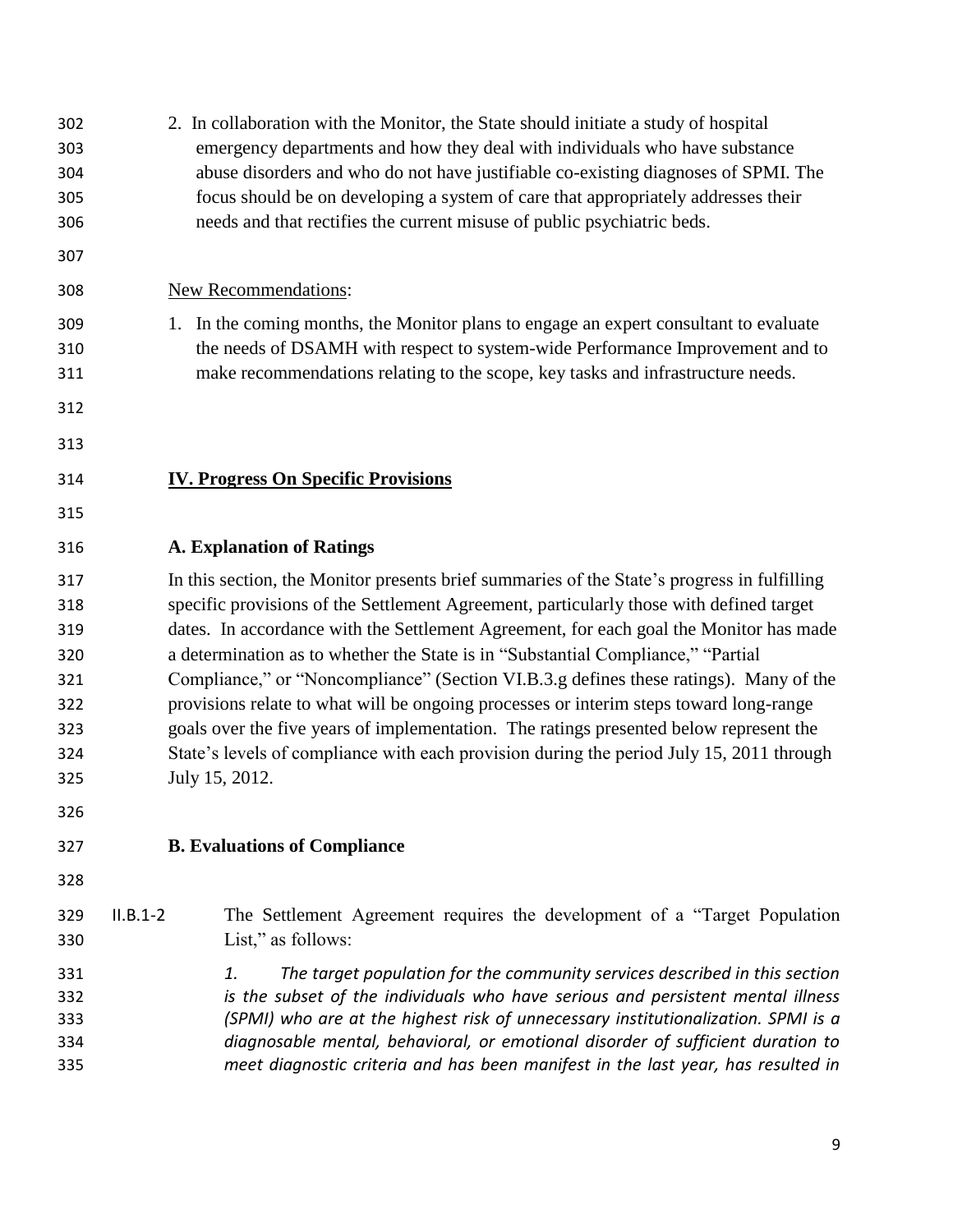2. In collaboration with the Monitor, the State should initiate a study of hospital emergency departments and how they deal with individuals who have substance abuse disorders and who do not have justifiable co-existing diagnoses of SPMI. The focus should be on developing a system of care that appropriately addresses their needs and that rectifies the current misuse of public psychiatric beds.

New Recommendations:

1. In the coming months, the Monitor plans to engage an expert consultant to evaluate the needs of DSAMH with respect to system-wide Performance Improvement and to make recommendations relating to the scope, key tasks and infrastructure needs.

## IV. Progress On Specific Provisions

### A. Explanation of Ratings

In this section, the Monitor presents brief summaries of the State's progress in fulfilling specific provisions of the Settlement Agreement, particularly those with defined target dates. In accordance with the Settlement Agreement, for each goal the Monitor has made a determination as to whether the State is in "Substantial Compliance," "Partial Compliance," or "Noncompliance" (Section VI.B.3.g defines these ratings). Many of the provisions relate to what will be ongoing processes or interim steps toward long-range goals over the five years of implementation. The ratings presented below represent the State's levels of compliance with each provision during the period July 15, 2011 through July 15, 2012.

### B. Evaluations of Compliance

II.B.1-2 The Settlement Agreement requires the development of a "Target Population List," as follows:

*1. The target population for the community services described in this section is the subset of the individuals who have serious and persistent mental illness (SPMI) who are at the highest risk of unnecessary institutionalization. SPMI is a diagnosable mental, behavioral, or emotional disorder of sufficient duration to meet diagnostic criteria and has been manifest in the last year, has resulted in*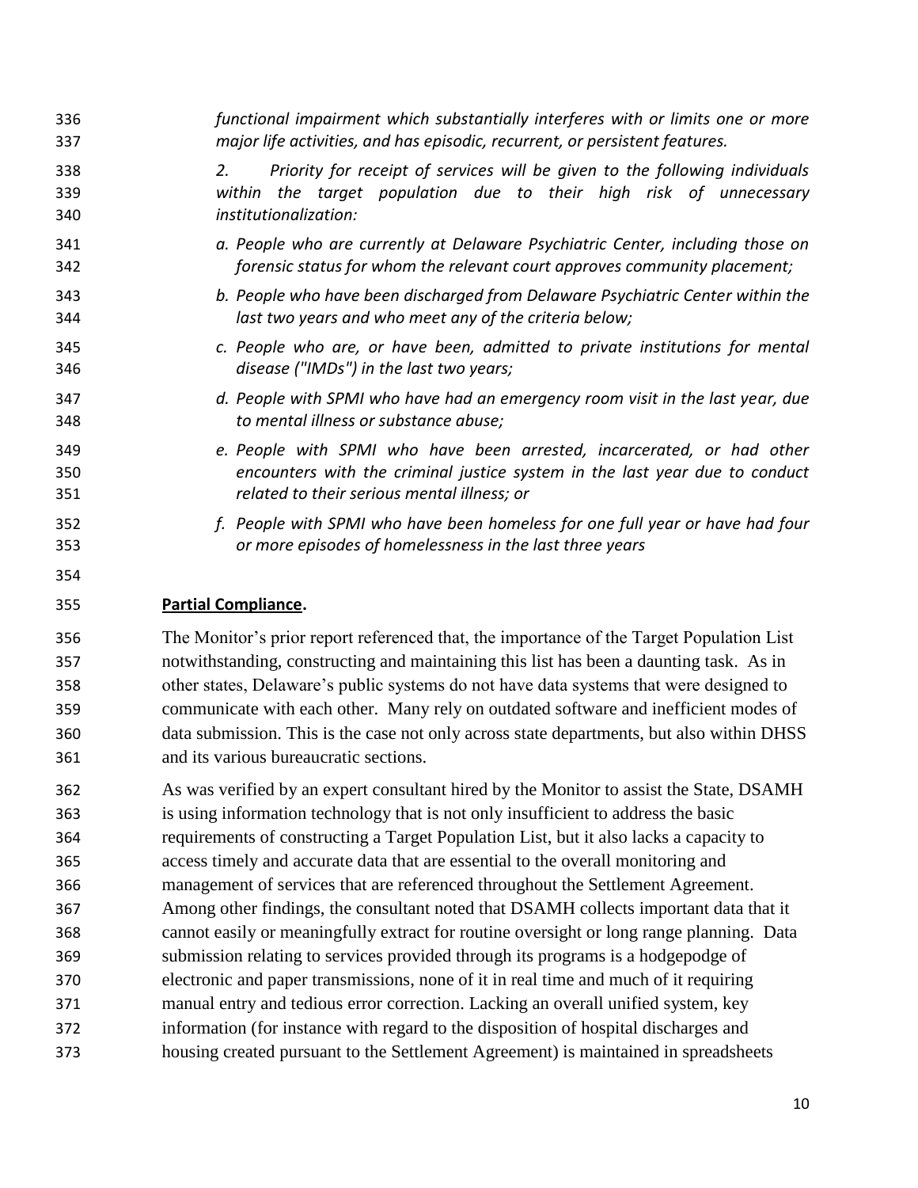*functional impairment which substantially interferes with or limits one or more major life activities, and has episodic, recurrent, or persistent features.*

*2. Priority for receipt of services will be given to the following individuals within the target population due to their high risk of unnecessary institutionalization:*

*a. People who are currently at Delaware Psychiatric Center, including those on forensic status for whom the relevant court approves community placement;*

*b. People who have been discharged from Delaware Psychiatric Center within the last two years and who meet any of the criteria below;*

*c. People who are, or have been, admitted to private institutions for mental disease ("IMDs") in the last two years;*

*d. People with SPMI who have had an emergency room visit in the last year, due to mental illness or substance abuse;*

*e. People with SPMI who have been arrested, incarcerated, or had other encounters with the criminal justice system in the last year due to conduct related to their serious mental illness; or*

*f. People with SPMI who have been homeless for one full year or have had four or more episodes of homelessness in the last three years*

**Partial Compliance.**

The Monitor's prior report referenced that, the importance of the Target Population List notwithstanding, constructing and maintaining this list has been a daunting task. As in other states, Delaware's public systems do not have data systems that were designed to communicate with each other. Many rely on outdated software and inefficient modes of data submission. This is the case not only across state departments, but also within DHSS and its various bureaucratic sections.

As was verified by an expert consultant hired by the Monitor to assist the State, DSAMH is using information technology that is not only insufficient to address the basic requirements of constructing a Target Population List, but it also lacks a capacity to access timely and accurate data that are essential to the overall monitoring and management of services that are referenced throughout the Settlement Agreement. Among other findings, the consultant noted that DSAMH collects important data that it cannot easily or meaningfully extract for routine oversight or long range planning. Data submission relating to services provided through its programs is a hodgepodge of electronic and paper transmissions, none of it in real time and much of it requiring manual entry and tedious error correction. Lacking an overall unified system, key information (for instance with regard to the disposition of hospital discharges and housing created pursuant to the Settlement Agreement) is maintained in spreadsheets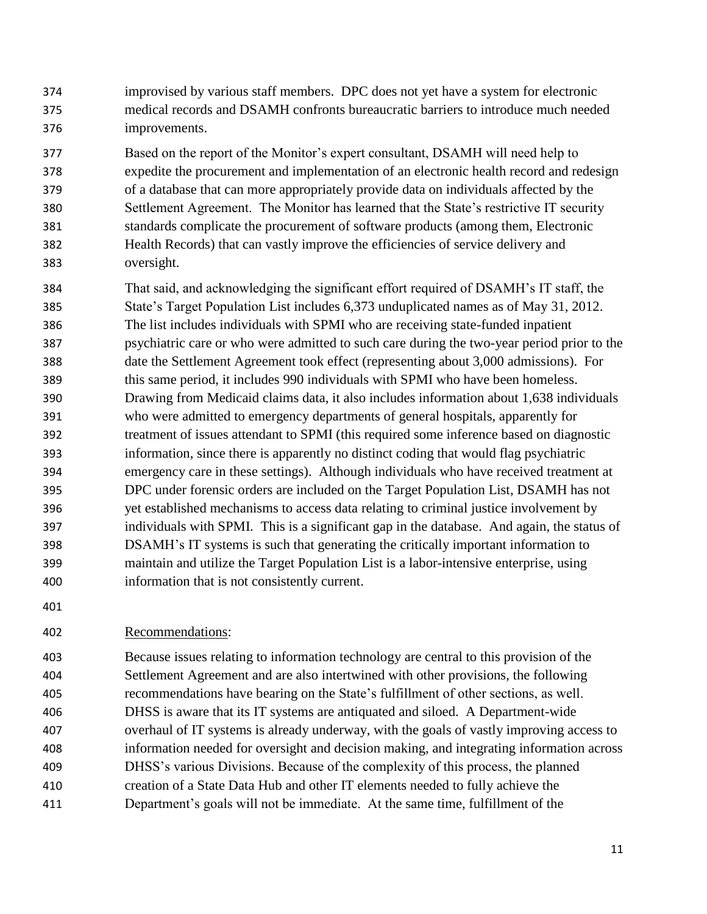improvised by various staff members. DPC does not yet have a system for electronic medical records and DSAMH confronts bureaucratic barriers to introduce much needed improvements.

Based on the report of the Monitor's expert consultant, DSAMH will need help to expedite the procurement and implementation of an electronic health record and redesign of a database that can more appropriately provide data on individuals affected by the Settlement Agreement. The Monitor has learned that the State's restrictive IT security standards complicate the procurement of software products (among them, Electronic Health Records) that can vastly improve the efficiencies of service delivery and oversight.

That said, and acknowledging the significant effort required of DSAMH's IT staff, the State's Target Population List includes 6,373 unduplicated names as of May 31, 2012. The list includes individuals with SPMI who are receiving state-funded inpatient psychiatric care or who were admitted to such care during the two-year period prior to the date the Settlement Agreement took effect (representing about 3,000 admissions). For this same period, it includes 990 individuals with SPMI who have been homeless. Drawing from Medicaid claims data, it also includes information about 1,638 individuals who were admitted to emergency departments of general hospitals, apparently for treatment of issues attendant to SPMI (this required some inference based on diagnostic information, since there is apparently no distinct coding that would flag psychiatric emergency care in these settings). Although individuals who have received treatment at DPC under forensic orders are included on the Target Population List, DSAMH has not yet established mechanisms to access data relating to criminal justice involvement by individuals with SPMI. This is a significant gap in the database. And again, the status of DSAMH's IT systems is such that generating the critically important information to maintain and utilize the Target Population List is a labor-intensive enterprise, using information that is not consistently current.

Recommendations:

Because issues relating to information technology are central to this provision of the Settlement Agreement and are also intertwined with other provisions, the following recommendations have bearing on the State's fulfillment of other sections, as well. DHSS is aware that its IT systems are antiquated and siloed. A Department-wide overhaul of IT systems is already underway, with the goals of vastly improving access to information needed for oversight and decision making, and integrating information across DHSS's various Divisions. Because of the complexity of this process, the planned creation of a State Data Hub and other IT elements needed to fully achieve the Department's goals will not be immediate. At the same time, fulfillment of the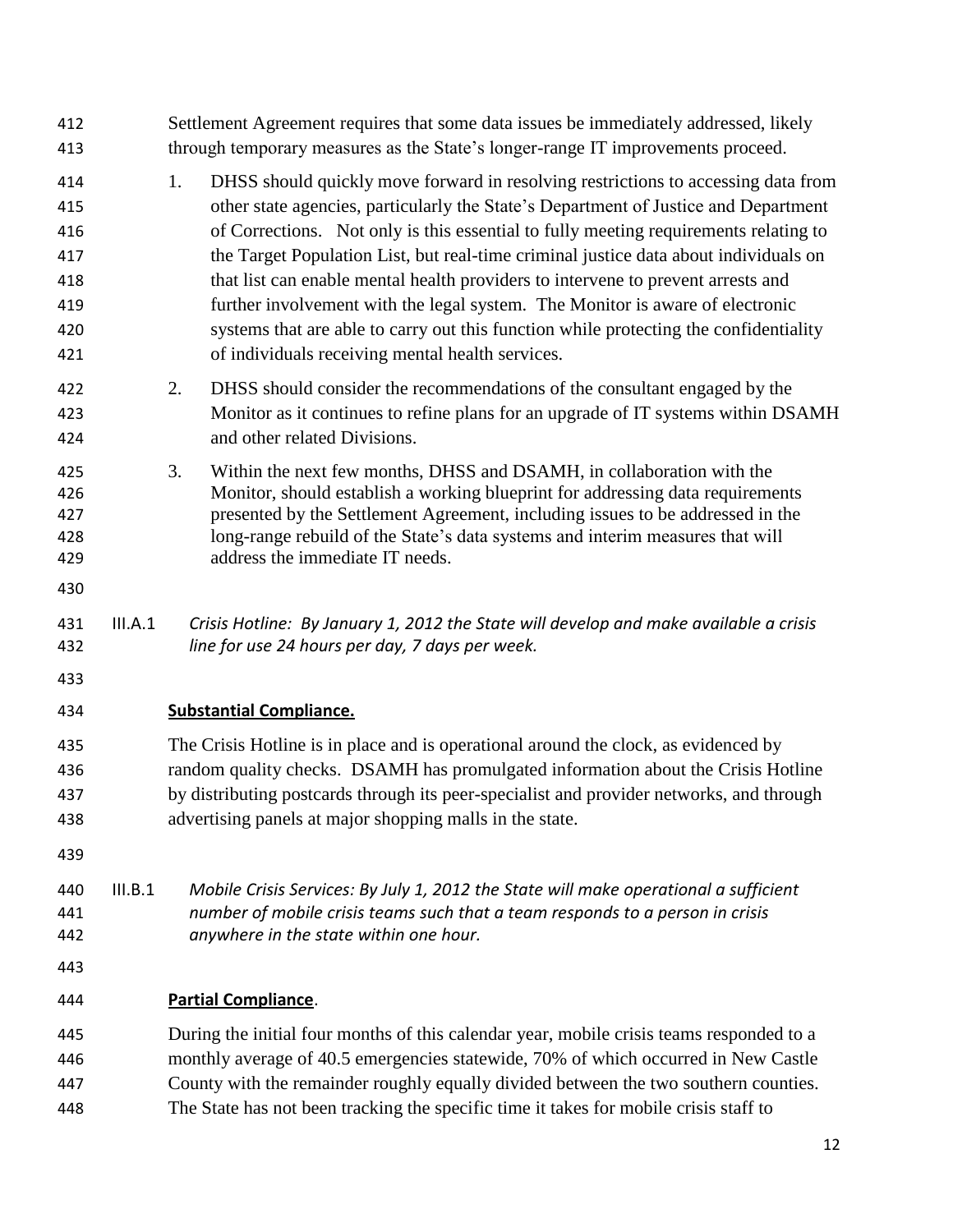Settlement Agreement requires that some data issues be immediately addressed, likely through temporary measures as the State's longer-range IT improvements proceed.

1. DHSS should quickly move forward in resolving restrictions to accessing data from other state agencies, particularly the State's Department of Justice and Department of Corrections. Not only is this essential to fully meeting requirements relating to the Target Population List, but real-time criminal justice data about individuals on that list can enable mental health providers to intervene to prevent arrests and further involvement with the legal system. The Monitor is aware of electronic systems that are able to carry out this function while protecting the confidentiality of individuals receiving mental health services.

2. DHSS should consider the recommendations of the consultant engaged by the Monitor as it continues to refine plans for an upgrade of IT systems within DSAMH and other related Divisions.

3. Within the next few months, DHSS and DSAMH, in collaboration with the Monitor, should establish a working blueprint for addressing data requirements presented by the Settlement Agreement, including issues to be addressed in the long-range rebuild of the State's data systems and interim measures that will address the immediate IT needs.

III.A.1 *Crisis Hotline: By January 1, 2012 the State will develop and make available a crisis line for use 24 hours per day, 7 days per week.*

**Substantial Compliance.**

The Crisis Hotline is in place and is operational around the clock, as evidenced by random quality checks. DSAMH has promulgated information about the Crisis Hotline by distributing postcards through its peer-specialist and provider networks, and through advertising panels at major shopping malls in the state.

III.B.1 *Mobile Crisis Services: By July 1, 2012 the State will make operational a sufficient number of mobile crisis teams such that a team responds to a person in crisis anywhere in the state within one hour.*

**Partial Compliance**.

During the initial four months of this calendar year, mobile crisis teams responded to a monthly average of 40.5 emergencies statewide, 70% of which occurred in New Castle County with the remainder roughly equally divided between the two southern counties. The State has not been tracking the specific time it takes for mobile crisis staff to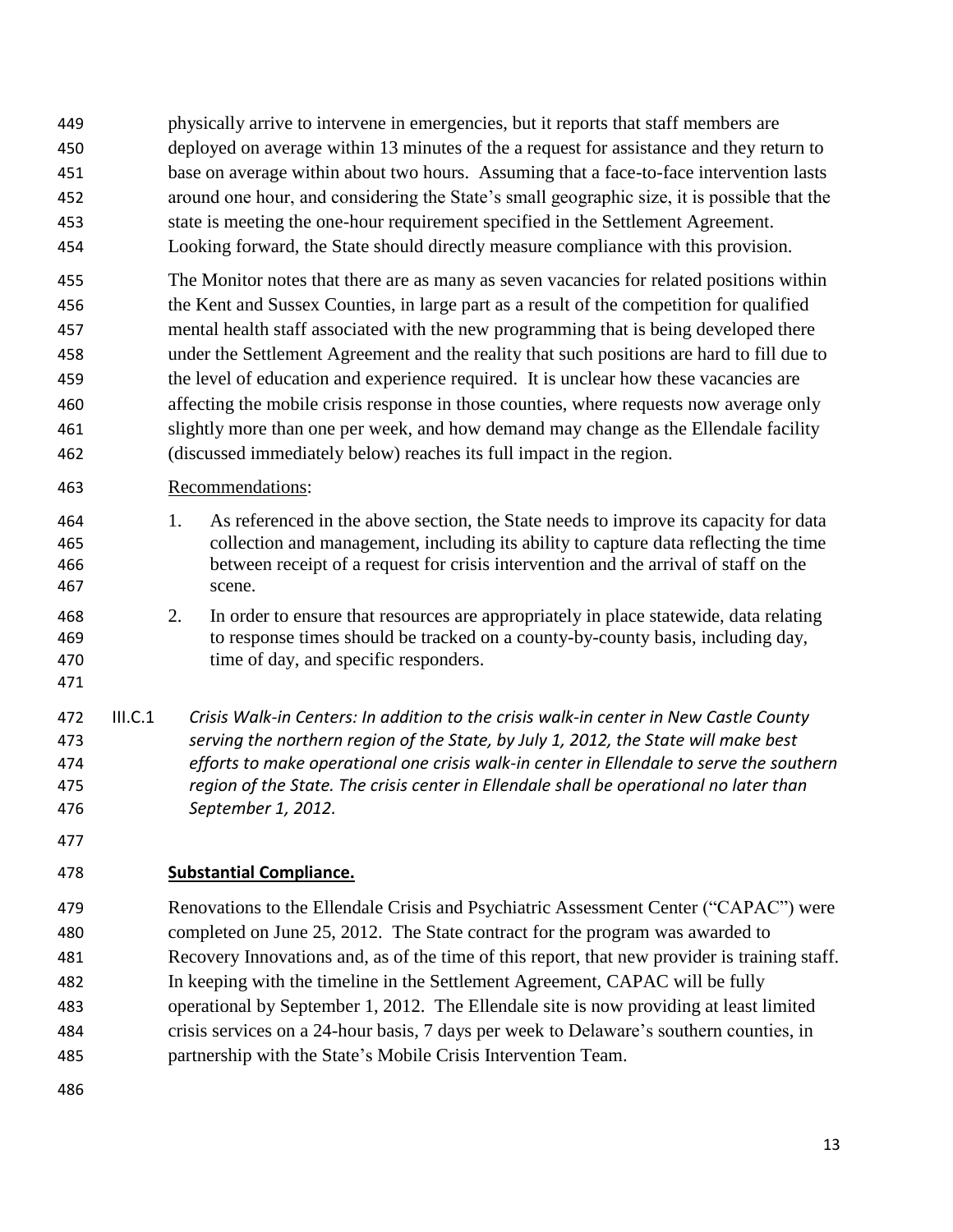physically arrive to intervene in emergencies, but it reports that staff members are deployed on average within 13 minutes of the a request for assistance and they return to base on average within about two hours. Assuming that a face-to-face intervention lasts around one hour, and considering the State's small geographic size, it is possible that the state is meeting the one-hour requirement specified in the Settlement Agreement. Looking forward, the State should directly measure compliance with this provision.

The Monitor notes that there are as many as seven vacancies for related positions within the Kent and Sussex Counties, in large part as a result of the competition for qualified mental health staff associated with the new programming that is being developed there under the Settlement Agreement and the reality that such positions are hard to fill due to the level of education and experience required. It is unclear how these vacancies are affecting the mobile crisis response in those counties, where requests now average only slightly more than one per week, and how demand may change as the Ellendale facility (discussed immediately below) reaches its full impact in the region.

Recommendations:

1. As referenced in the above section, the State needs to improve its capacity for data collection and management, including its ability to capture data reflecting the time between receipt of a request for crisis intervention and the arrival of staff on the scene.
2. In order to ensure that resources are appropriately in place statewide, data relating to response times should be tracked on a county-by-county basis, including day, time of day, and specific responders.

III.C.1 *Crisis Walk-in Centers: In addition to the crisis walk-in center in New Castle County serving the northern region of the State, by July 1, 2012, the State will make best efforts to make operational one crisis walk-in center in Ellendale to serve the southern region of the State. The crisis center in Ellendale shall be operational no later than September 1, 2012.*

**Substantial Compliance.**

Renovations to the Ellendale Crisis and Psychiatric Assessment Center ("CAPAC") were completed on June 25, 2012. The State contract for the program was awarded to Recovery Innovations and, as of the time of this report, that new provider is training staff. In keeping with the timeline in the Settlement Agreement, CAPAC will be fully operational by September 1, 2012. The Ellendale site is now providing at least limited crisis services on a 24-hour basis, 7 days per week to Delaware's southern counties, in partnership with the State's Mobile Crisis Intervention Team.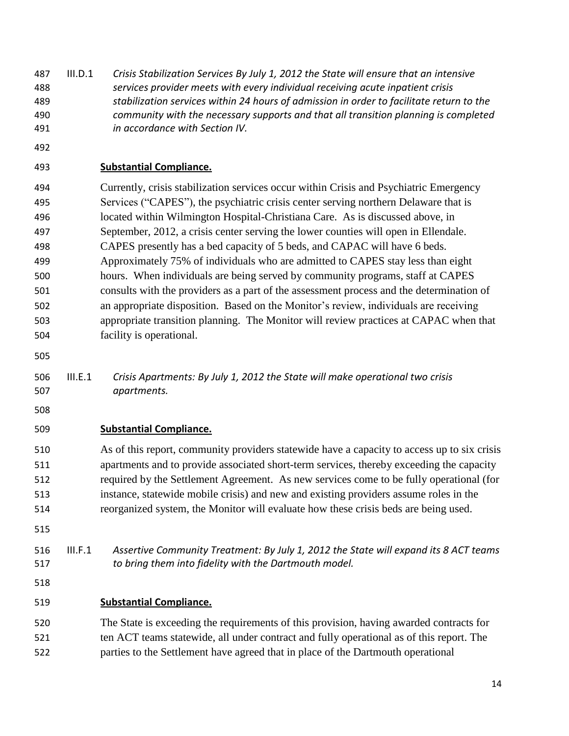III.D.1 *Crisis Stabilization Services By July 1, 2012 the State will ensure that an intensive services provider meets with every individual receiving acute inpatient crisis stabilization services within 24 hours of admission in order to facilitate return to the community with the necessary supports and that all transition planning is completed in accordance with Section IV.*

**Substantial Compliance.**

Currently, crisis stabilization services occur within Crisis and Psychiatric Emergency Services ("CAPES"), the psychiatric crisis center serving northern Delaware that is located within Wilmington Hospital-Christiana Care. As is discussed above, in September, 2012, a crisis center serving the lower counties will open in Ellendale. CAPES presently has a bed capacity of 5 beds, and CAPAC will have 6 beds. Approximately 75% of individuals who are admitted to CAPES stay less than eight hours. When individuals are being served by community programs, staff at CAPES consults with the providers as a part of the assessment process and the determination of an appropriate disposition. Based on the Monitor's review, individuals are receiving appropriate transition planning. The Monitor will review practices at CAPAC when that facility is operational.

III.E.1 *Crisis Apartments: By July 1, 2012 the State will make operational two crisis apartments.*

**Substantial Compliance.**

As of this report, community providers statewide have a capacity to access up to six crisis apartments and to provide associated short-term services, thereby exceeding the capacity required by the Settlement Agreement. As new services come to be fully operational (for instance, statewide mobile crisis) and new and existing providers assume roles in the reorganized system, the Monitor will evaluate how these crisis beds are being used.

III.F.1 *Assertive Community Treatment: By July 1, 2012 the State will expand its 8 ACT teams to bring them into fidelity with the Dartmouth model.*

**Substantial Compliance.**

The State is exceeding the requirements of this provision, having awarded contracts for ten ACT teams statewide, all under contract and fully operational as of this report. The parties to the Settlement have agreed that in place of the Dartmouth operational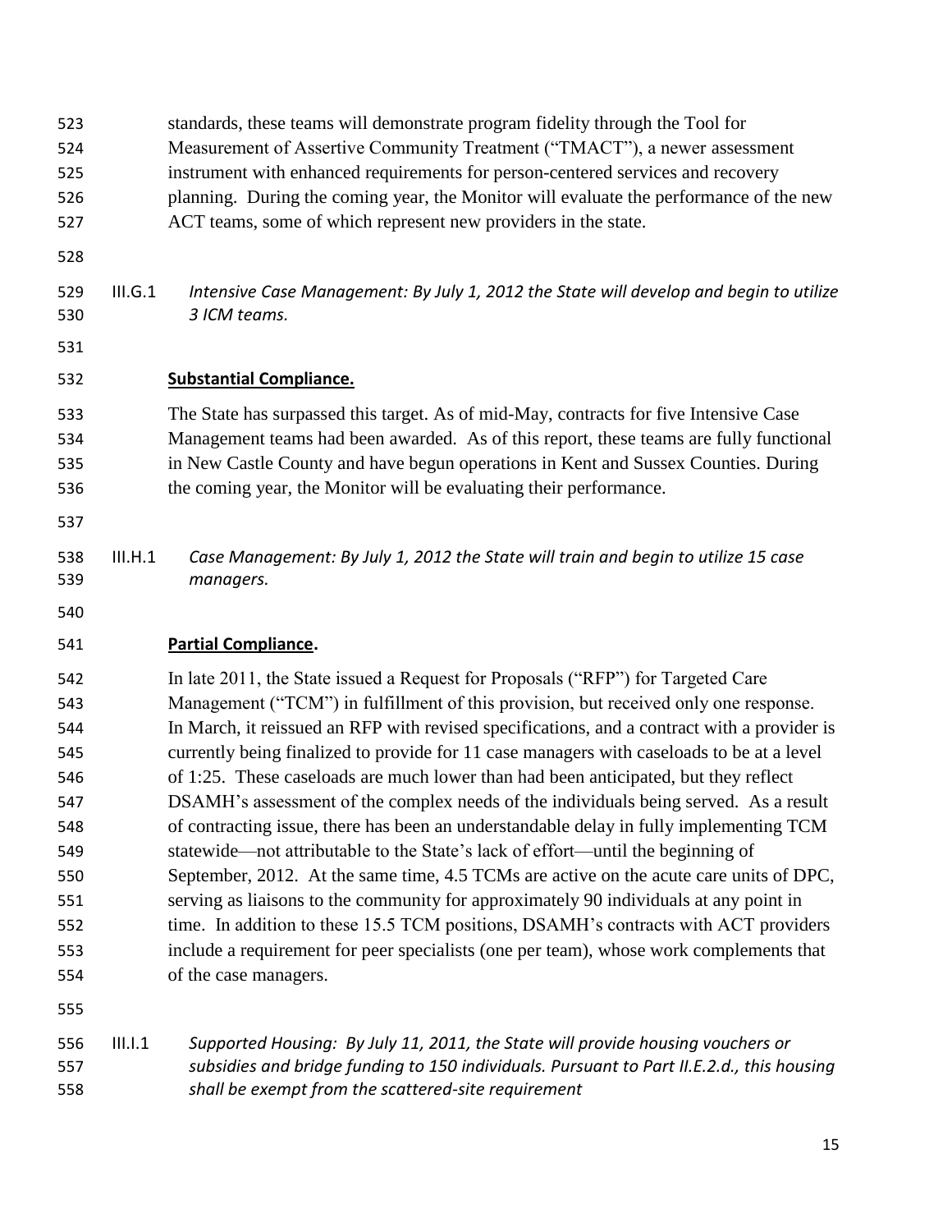standards, these teams will demonstrate program fidelity through the Tool for Measurement of Assertive Community Treatment ("TMACT"), a newer assessment instrument with enhanced requirements for person-centered services and recovery planning. During the coming year, the Monitor will evaluate the performance of the new ACT teams, some of which represent new providers in the state.

III.G.1 *Intensive Case Management: By July 1, 2012 the State will develop and begin to utilize 3 ICM teams.*

**Substantial Compliance.**

The State has surpassed this target. As of mid-May, contracts for five Intensive Case Management teams had been awarded. As of this report, these teams are fully functional in New Castle County and have begun operations in Kent and Sussex Counties. During the coming year, the Monitor will be evaluating their performance.

III.H.1 *Case Management: By July 1, 2012 the State will train and begin to utilize 15 case managers.*

**Partial Compliance.**

In late 2011, the State issued a Request for Proposals ("RFP") for Targeted Care Management ("TCM") in fulfillment of this provision, but received only one response. In March, it reissued an RFP with revised specifications, and a contract with a provider is currently being finalized to provide for 11 case managers with caseloads to be at a level of 1:25. These caseloads are much lower than had been anticipated, but they reflect DSAMH's assessment of the complex needs of the individuals being served. As a result of contracting issue, there has been an understandable delay in fully implementing TCM statewide—not attributable to the State's lack of effort—until the beginning of September, 2012. At the same time, 4.5 TCMs are active on the acute care units of DPC, serving as liaisons to the community for approximately 90 individuals at any point in time. In addition to these 15.5 TCM positions, DSAMH's contracts with ACT providers include a requirement for peer specialists (one per team), whose work complements that of the case managers.

III.I.1 *Supported Housing: By July 11, 2011, the State will provide housing vouchers or subsidies and bridge funding to 150 individuals. Pursuant to Part II.E.2.d., this housing shall be exempt from the scattered-site requirement*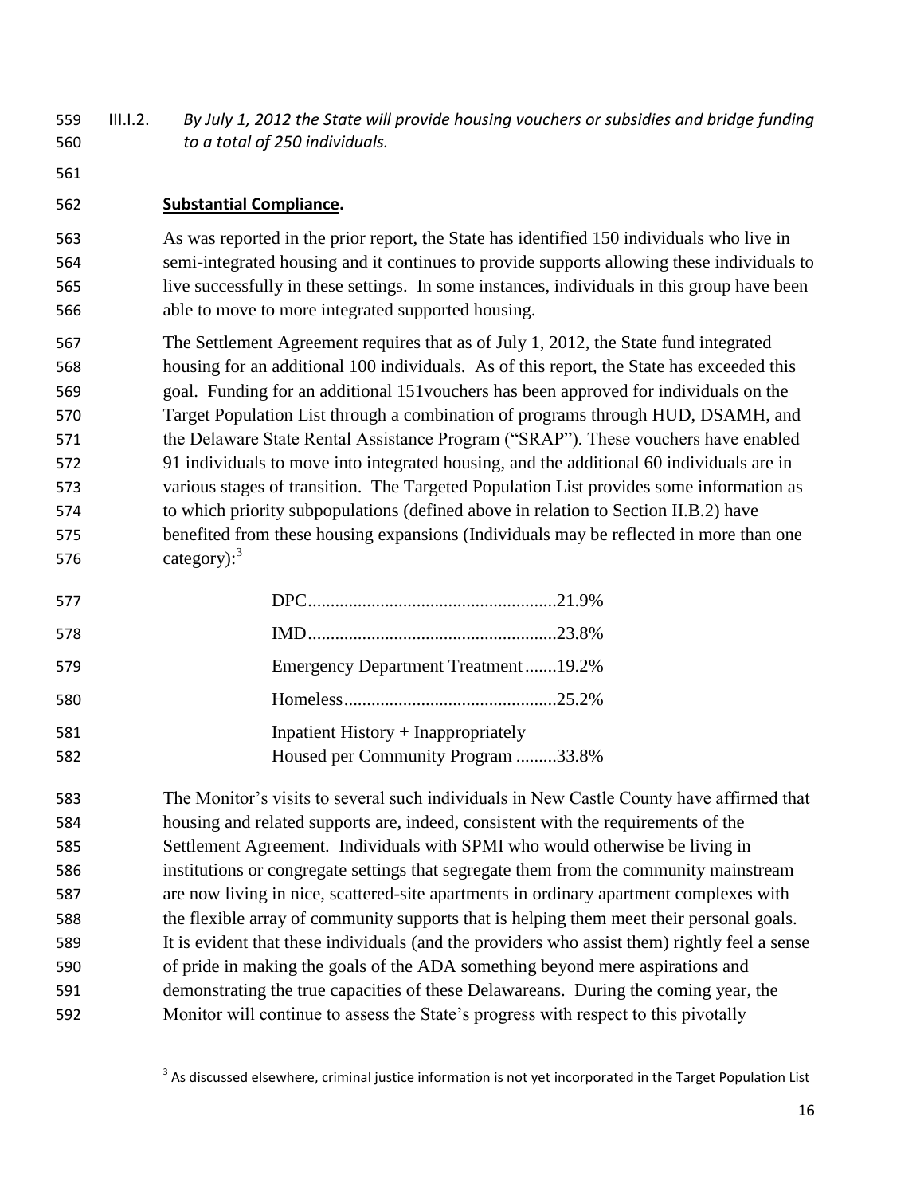III.I.2. *By July 1, 2012 the State will provide housing vouchers or subsidies and bridge funding to a total of 250 individuals.*

**Substantial Compliance.**

As was reported in the prior report, the State has identified 150 individuals who live in semi-integrated housing and it continues to provide supports allowing these individuals to live successfully in these settings. In some instances, individuals in this group have been able to move to more integrated supported housing.

The Settlement Agreement requires that as of July 1, 2012, the State fund integrated housing for an additional 100 individuals. As of this report, the State has exceeded this goal. Funding for an additional 151vouchers has been approved for individuals on the Target Population List through a combination of programs through HUD, DSAMH, and the Delaware State Rental Assistance Program ("SRAP"). These vouchers have enabled 91 individuals to move into integrated housing, and the additional 60 individuals are in various stages of transition. The Targeted Population List provides some information as to which priority subpopulations (defined above in relation to Section II.B.2) have benefited from these housing expansions (Individuals may be reflected in more than one category):[3]

| | |
|---|---|
| DPC | 21.9% |
| IMD | 23.8% |
| Emergency Department Treatment | 19.2% |
| Homeless | 25.2% |
| Inpatient History + Inappropriately Housed per Community Program | 33.8% |

The Monitor's visits to several such individuals in New Castle County have affirmed that housing and related supports are, indeed, consistent with the requirements of the Settlement Agreement. Individuals with SPMI who would otherwise be living in institutions or congregate settings that segregate them from the community mainstream are now living in nice, scattered-site apartments in ordinary apartment complexes with the flexible array of community supports that is helping them meet their personal goals. It is evident that these individuals (and the providers who assist them) rightly feel a sense of pride in making the goals of the ADA something beyond mere aspirations and demonstrating the true capacities of these Delawareans. During the coming year, the Monitor will continue to assess the State's progress with respect to this pivotally

[3] As discussed elsewhere, criminal justice information is not yet incorporated in the Target Population List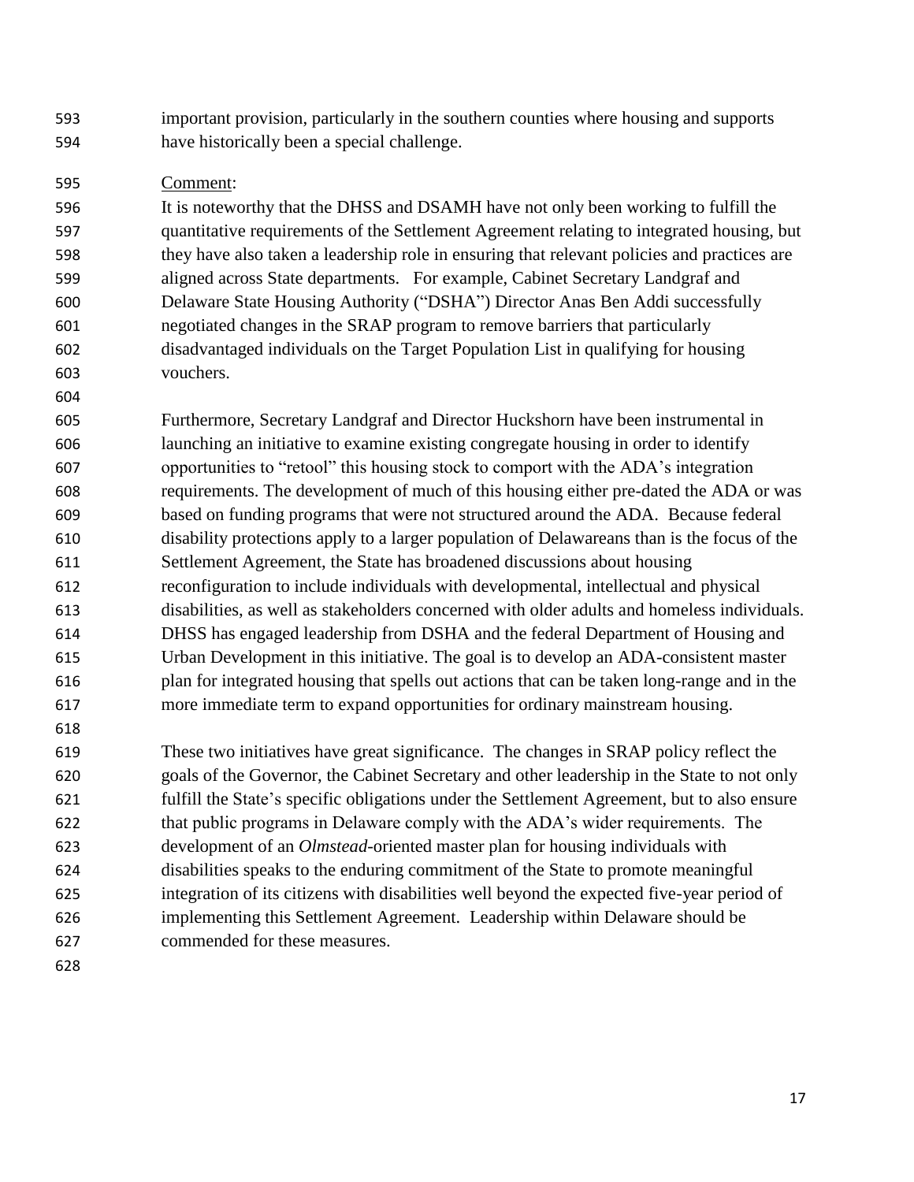important provision, particularly in the southern counties where housing and supports have historically been a special challenge.

Comment:

It is noteworthy that the DHSS and DSAMH have not only been working to fulfill the quantitative requirements of the Settlement Agreement relating to integrated housing, but they have also taken a leadership role in ensuring that relevant policies and practices are aligned across State departments. For example, Cabinet Secretary Landgraf and Delaware State Housing Authority ("DSHA") Director Anas Ben Addi successfully negotiated changes in the SRAP program to remove barriers that particularly disadvantaged individuals on the Target Population List in qualifying for housing vouchers.

Furthermore, Secretary Landgraf and Director Huckshorn have been instrumental in launching an initiative to examine existing congregate housing in order to identify opportunities to "retool" this housing stock to comport with the ADA's integration requirements. The development of much of this housing either pre-dated the ADA or was based on funding programs that were not structured around the ADA. Because federal disability protections apply to a larger population of Delawareans than is the focus of the Settlement Agreement, the State has broadened discussions about housing reconfiguration to include individuals with developmental, intellectual and physical disabilities, as well as stakeholders concerned with older adults and homeless individuals. DHSS has engaged leadership from DSHA and the federal Department of Housing and Urban Development in this initiative. The goal is to develop an ADA-consistent master plan for integrated housing that spells out actions that can be taken long-range and in the more immediate term to expand opportunities for ordinary mainstream housing.

These two initiatives have great significance. The changes in SRAP policy reflect the goals of the Governor, the Cabinet Secretary and other leadership in the State to not only fulfill the State's specific obligations under the Settlement Agreement, but to also ensure that public programs in Delaware comply with the ADA's wider requirements. The development of an *Olmstead*-oriented master plan for housing individuals with disabilities speaks to the enduring commitment of the State to promote meaningful integration of its citizens with disabilities well beyond the expected five-year period of implementing this Settlement Agreement. Leadership within Delaware should be commended for these measures.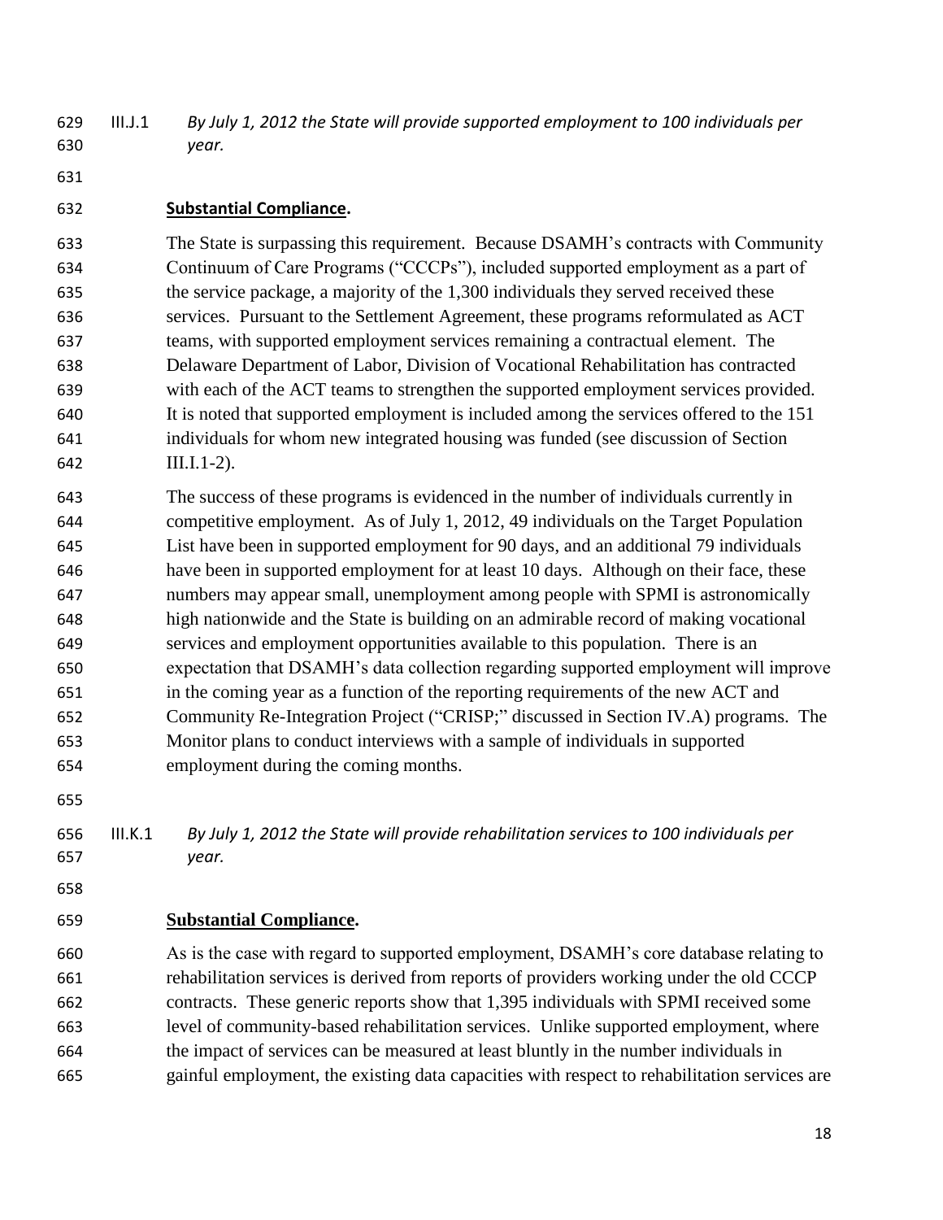III.J.1 *By July 1, 2012 the State will provide supported employment to 100 individuals per year.*

**Substantial Compliance.**

The State is surpassing this requirement. Because DSAMH's contracts with Community Continuum of Care Programs ("CCCPs"), included supported employment as a part of the service package, a majority of the 1,300 individuals they served received these services. Pursuant to the Settlement Agreement, these programs reformulated as ACT teams, with supported employment services remaining a contractual element. The Delaware Department of Labor, Division of Vocational Rehabilitation has contracted with each of the ACT teams to strengthen the supported employment services provided. It is noted that supported employment is included among the services offered to the 151 individuals for whom new integrated housing was funded (see discussion of Section III.I.1-2).

The success of these programs is evidenced in the number of individuals currently in competitive employment. As of July 1, 2012, 49 individuals on the Target Population List have been in supported employment for 90 days, and an additional 79 individuals have been in supported employment for at least 10 days. Although on their face, these numbers may appear small, unemployment among people with SPMI is astronomically high nationwide and the State is building on an admirable record of making vocational services and employment opportunities available to this population. There is an expectation that DSAMH's data collection regarding supported employment will improve in the coming year as a function of the reporting requirements of the new ACT and Community Re-Integration Project ("CRISP;" discussed in Section IV.A) programs. The Monitor plans to conduct interviews with a sample of individuals in supported employment during the coming months.

III.K.1 *By July 1, 2012 the State will provide rehabilitation services to 100 individuals per year.*

**Substantial Compliance.**

As is the case with regard to supported employment, DSAMH's core database relating to rehabilitation services is derived from reports of providers working under the old CCCP contracts. These generic reports show that 1,395 individuals with SPMI received some level of community-based rehabilitation services. Unlike supported employment, where the impact of services can be measured at least bluntly in the number individuals in gainful employment, the existing data capacities with respect to rehabilitation services are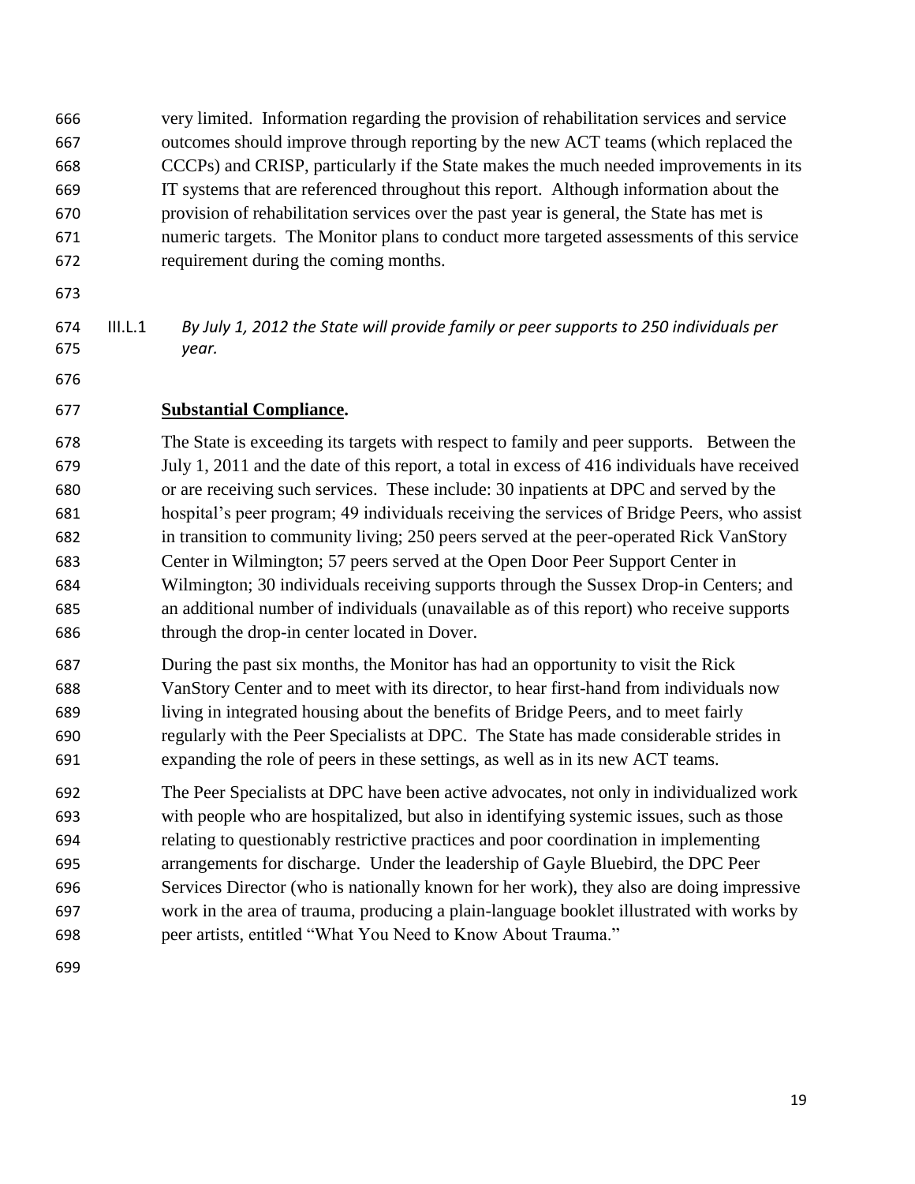very limited. Information regarding the provision of rehabilitation services and service outcomes should improve through reporting by the new ACT teams (which replaced the CCCPs) and CRISP, particularly if the State makes the much needed improvements in its IT systems that are referenced throughout this report. Although information about the provision of rehabilitation services over the past year is general, the State has met is numeric targets. The Monitor plans to conduct more targeted assessments of this service requirement during the coming months.

III.L.1 *By July 1, 2012 the State will provide family or peer supports to 250 individuals per year.*

**Substantial Compliance.**

The State is exceeding its targets with respect to family and peer supports. Between the July 1, 2011 and the date of this report, a total in excess of 416 individuals have received or are receiving such services. These include: 30 inpatients at DPC and served by the hospital's peer program; 49 individuals receiving the services of Bridge Peers, who assist in transition to community living; 250 peers served at the peer-operated Rick VanStory Center in Wilmington; 57 peers served at the Open Door Peer Support Center in Wilmington; 30 individuals receiving supports through the Sussex Drop-in Centers; and an additional number of individuals (unavailable as of this report) who receive supports through the drop-in center located in Dover.

During the past six months, the Monitor has had an opportunity to visit the Rick VanStory Center and to meet with its director, to hear first-hand from individuals now living in integrated housing about the benefits of Bridge Peers, and to meet fairly regularly with the Peer Specialists at DPC. The State has made considerable strides in expanding the role of peers in these settings, as well as in its new ACT teams.

The Peer Specialists at DPC have been active advocates, not only in individualized work with people who are hospitalized, but also in identifying systemic issues, such as those relating to questionably restrictive practices and poor coordination in implementing arrangements for discharge. Under the leadership of Gayle Bluebird, the DPC Peer Services Director (who is nationally known for her work), they also are doing impressive work in the area of trauma, producing a plain-language booklet illustrated with works by peer artists, entitled "What You Need to Know About Trauma."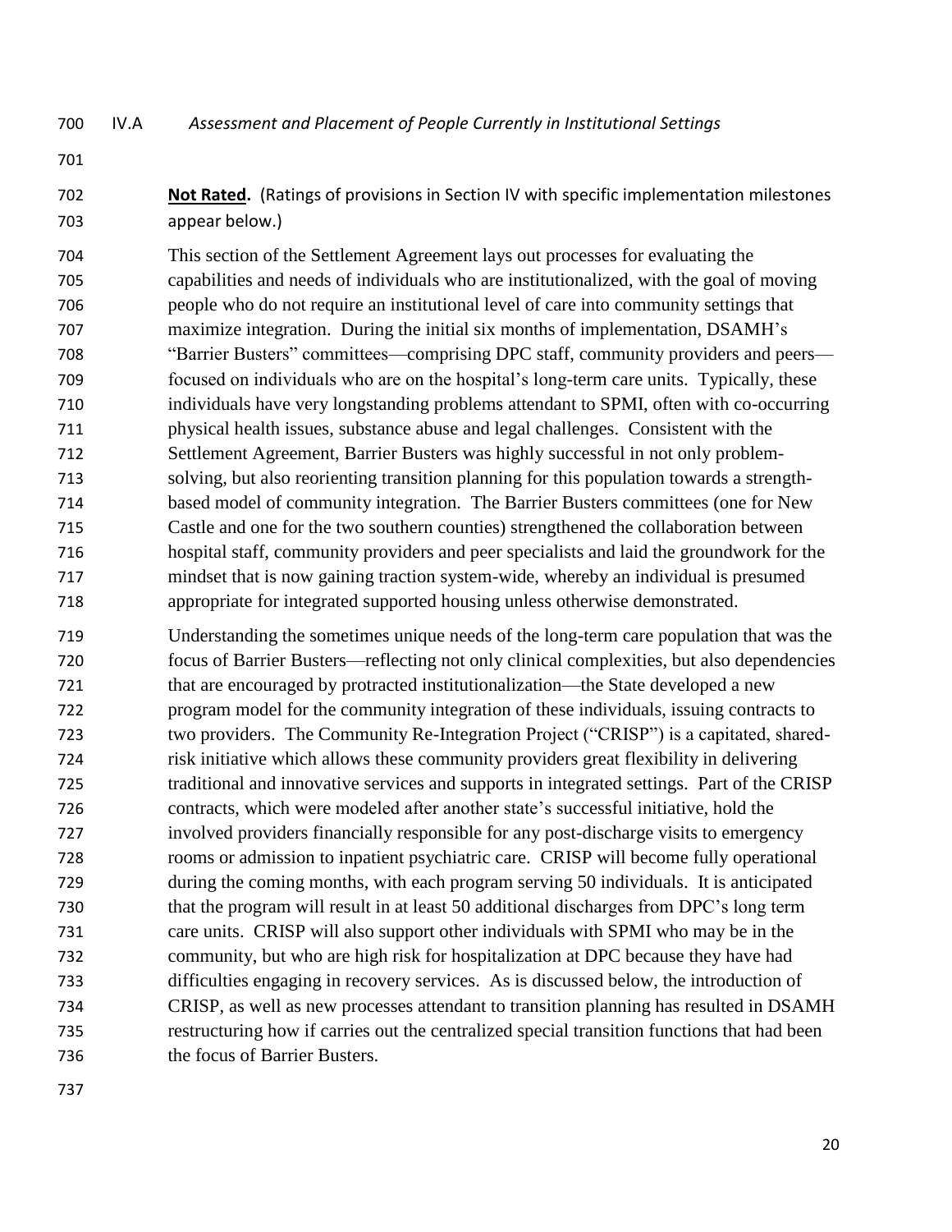## IV.A *Assessment and Placement of People Currently in Institutional Settings*

**Not Rated.** (Ratings of provisions in Section IV with specific implementation milestones appear below.)

This section of the Settlement Agreement lays out processes for evaluating the capabilities and needs of individuals who are institutionalized, with the goal of moving people who do not require an institutional level of care into community settings that maximize integration. During the initial six months of implementation, DSAMH's "Barrier Busters" committees—comprising DPC staff, community providers and peers—focused on individuals who are on the hospital's long-term care units. Typically, these individuals have very longstanding problems attendant to SPMI, often with co-occurring physical health issues, substance abuse and legal challenges. Consistent with the Settlement Agreement, Barrier Busters was highly successful in not only problem-solving, but also reorienting transition planning for this population towards a strength-based model of community integration. The Barrier Busters committees (one for New Castle and one for the two southern counties) strengthened the collaboration between hospital staff, community providers and peer specialists and laid the groundwork for the mindset that is now gaining traction system-wide, whereby an individual is presumed appropriate for integrated supported housing unless otherwise demonstrated.

Understanding the sometimes unique needs of the long-term care population that was the focus of Barrier Busters—reflecting not only clinical complexities, but also dependencies that are encouraged by protracted institutionalization—the State developed a new program model for the community integration of these individuals, issuing contracts to two providers. The Community Re-Integration Project ("CRISP") is a capitated, shared-risk initiative which allows these community providers great flexibility in delivering traditional and innovative services and supports in integrated settings. Part of the CRISP contracts, which were modeled after another state's successful initiative, hold the involved providers financially responsible for any post-discharge visits to emergency rooms or admission to inpatient psychiatric care. CRISP will become fully operational during the coming months, with each program serving 50 individuals. It is anticipated that the program will result in at least 50 additional discharges from DPC's long term care units. CRISP will also support other individuals with SPMI who may be in the community, but who are high risk for hospitalization at DPC because they have had difficulties engaging in recovery services. As is discussed below, the introduction of CRISP, as well as new processes attendant to transition planning has resulted in DSAMH restructuring how if carries out the centralized special transition functions that had been the focus of Barrier Busters.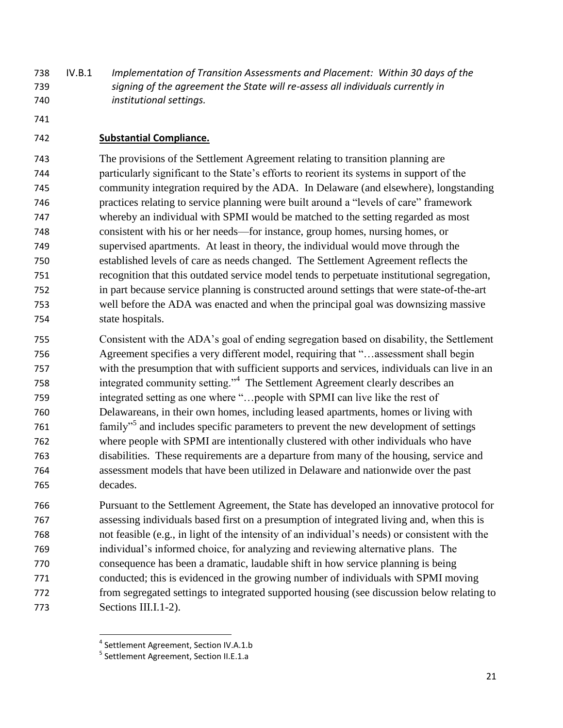IV.B.1 *Implementation of Transition Assessments and Placement: Within 30 days of the signing of the agreement the State will re-assess all individuals currently in institutional settings.*

**Substantial Compliance.**

The provisions of the Settlement Agreement relating to transition planning are particularly significant to the State's efforts to reorient its systems in support of the community integration required by the ADA. In Delaware (and elsewhere), longstanding practices relating to service planning were built around a "levels of care" framework whereby an individual with SPMI would be matched to the setting regarded as most consistent with his or her needs—for instance, group homes, nursing homes, or supervised apartments. At least in theory, the individual would move through the established levels of care as needs changed. The Settlement Agreement reflects the recognition that this outdated service model tends to perpetuate institutional segregation, in part because service planning is constructed around settings that were state-of-the-art well before the ADA was enacted and when the principal goal was downsizing massive state hospitals.

Consistent with the ADA's goal of ending segregation based on disability, the Settlement Agreement specifies a very different model, requiring that "…assessment shall begin with the presumption that with sufficient supports and services, individuals can live in an integrated community setting."[4] The Settlement Agreement clearly describes an integrated setting as one where "…people with SPMI can live like the rest of Delawareans, in their own homes, including leased apartments, homes or living with family"[5] and includes specific parameters to prevent the new development of settings where people with SPMI are intentionally clustered with other individuals who have disabilities. These requirements are a departure from many of the housing, service and assessment models that have been utilized in Delaware and nationwide over the past decades.

Pursuant to the Settlement Agreement, the State has developed an innovative protocol for assessing individuals based first on a presumption of integrated living and, when this is not feasible (e.g., in light of the intensity of an individual's needs) or consistent with the individual's informed choice, for analyzing and reviewing alternative plans. The consequence has been a dramatic, laudable shift in how service planning is being conducted; this is evidenced in the growing number of individuals with SPMI moving from segregated settings to integrated supported housing (see discussion below relating to Sections III.I.1-2).

[4] Settlement Agreement, Section IV.A.1.b

[5] Settlement Agreement, Section II.E.1.a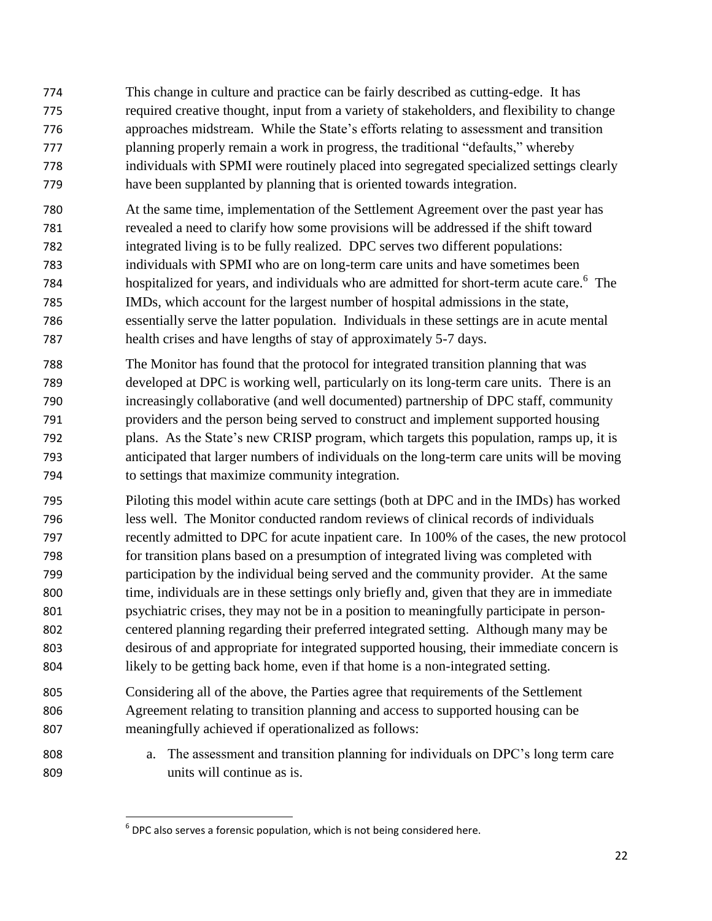This change in culture and practice can be fairly described as cutting-edge. It has required creative thought, input from a variety of stakeholders, and flexibility to change approaches midstream. While the State's efforts relating to assessment and transition planning properly remain a work in progress, the traditional "defaults," whereby individuals with SPMI were routinely placed into segregated specialized settings clearly have been supplanted by planning that is oriented towards integration.

At the same time, implementation of the Settlement Agreement over the past year has revealed a need to clarify how some provisions will be addressed if the shift toward integrated living is to be fully realized. DPC serves two different populations: individuals with SPMI who are on long-term care units and have sometimes been hospitalized for years, and individuals who are admitted for short-term acute care.[6] The IMDs, which account for the largest number of hospital admissions in the state, essentially serve the latter population. Individuals in these settings are in acute mental health crises and have lengths of stay of approximately 5-7 days.

The Monitor has found that the protocol for integrated transition planning that was developed at DPC is working well, particularly on its long-term care units. There is an increasingly collaborative (and well documented) partnership of DPC staff, community providers and the person being served to construct and implement supported housing plans. As the State's new CRISP program, which targets this population, ramps up, it is anticipated that larger numbers of individuals on the long-term care units will be moving to settings that maximize community integration.

Piloting this model within acute care settings (both at DPC and in the IMDs) has worked less well. The Monitor conducted random reviews of clinical records of individuals recently admitted to DPC for acute inpatient care. In 100% of the cases, the new protocol for transition plans based on a presumption of integrated living was completed with participation by the individual being served and the community provider. At the same time, individuals are in these settings only briefly and, given that they are in immediate psychiatric crises, they may not be in a position to meaningfully participate in person-centered planning regarding their preferred integrated setting. Although many may be desirous of and appropriate for integrated supported housing, their immediate concern is likely to be getting back home, even if that home is a non-integrated setting.

Considering all of the above, the Parties agree that requirements of the Settlement Agreement relating to transition planning and access to supported housing can be meaningfully achieved if operationalized as follows:

a. The assessment and transition planning for individuals on DPC's long term care units will continue as is.

[6] DPC also serves a forensic population, which is not being considered here.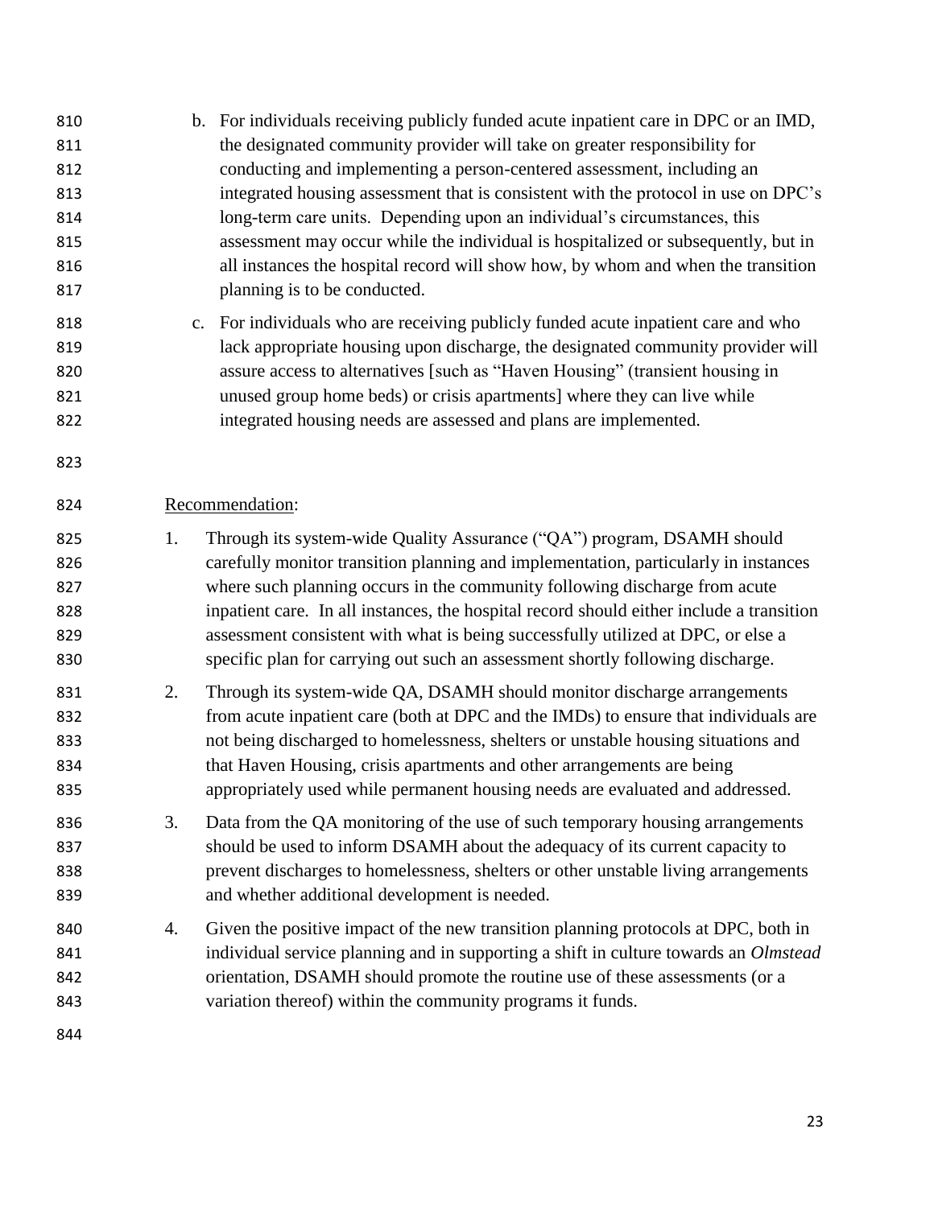b. For individuals receiving publicly funded acute inpatient care in DPC or an IMD, the designated community provider will take on greater responsibility for conducting and implementing a person-centered assessment, including an integrated housing assessment that is consistent with the protocol in use on DPC's long-term care units. Depending upon an individual's circumstances, this assessment may occur while the individual is hospitalized or subsequently, but in all instances the hospital record will show how, by whom and when the transition planning is to be conducted.

c. For individuals who are receiving publicly funded acute inpatient care and who lack appropriate housing upon discharge, the designated community provider will assure access to alternatives [such as "Haven Housing" (transient housing in unused group home beds) or crisis apartments] where they can live while integrated housing needs are assessed and plans are implemented.

Recommendation:

1. Through its system-wide Quality Assurance ("QA") program, DSAMH should carefully monitor transition planning and implementation, particularly in instances where such planning occurs in the community following discharge from acute inpatient care. In all instances, the hospital record should either include a transition assessment consistent with what is being successfully utilized at DPC, or else a specific plan for carrying out such an assessment shortly following discharge.

2. Through its system-wide QA, DSAMH should monitor discharge arrangements from acute inpatient care (both at DPC and the IMDs) to ensure that individuals are not being discharged to homelessness, shelters or unstable housing situations and that Haven Housing, crisis apartments and other arrangements are being appropriately used while permanent housing needs are evaluated and addressed.

3. Data from the QA monitoring of the use of such temporary housing arrangements should be used to inform DSAMH about the adequacy of its current capacity to prevent discharges to homelessness, shelters or other unstable living arrangements and whether additional development is needed.

4. Given the positive impact of the new transition planning protocols at DPC, both in individual service planning and in supporting a shift in culture towards an *Olmstead* orientation, DSAMH should promote the routine use of these assessments (or a variation thereof) within the community programs it funds.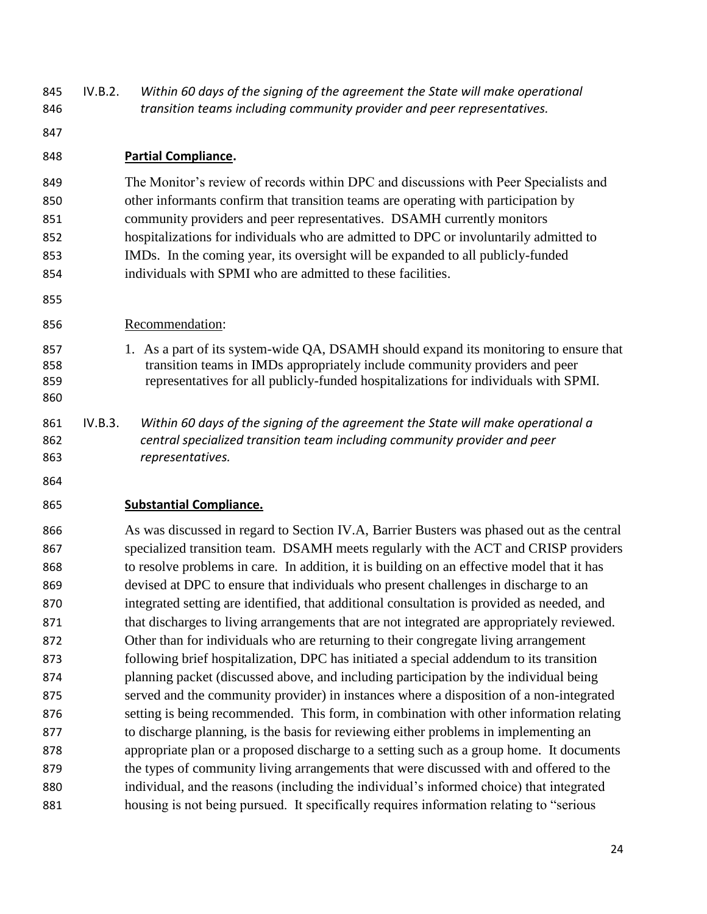IV.B.2. *Within 60 days of the signing of the agreement the State will make operational transition teams including community provider and peer representatives.*

**Partial Compliance.**

The Monitor's review of records within DPC and discussions with Peer Specialists and other informants confirm that transition teams are operating with participation by community providers and peer representatives. DSAMH currently monitors hospitalizations for individuals who are admitted to DPC or involuntarily admitted to IMDs. In the coming year, its oversight will be expanded to all publicly-funded individuals with SPMI who are admitted to these facilities.

Recommendation:

1. As a part of its system-wide QA, DSAMH should expand its monitoring to ensure that transition teams in IMDs appropriately include community providers and peer representatives for all publicly-funded hospitalizations for individuals with SPMI.

IV.B.3. *Within 60 days of the signing of the agreement the State will make operational a central specialized transition team including community provider and peer representatives.*

**Substantial Compliance.**

As was discussed in regard to Section IV.A, Barrier Busters was phased out as the central specialized transition team. DSAMH meets regularly with the ACT and CRISP providers to resolve problems in care. In addition, it is building on an effective model that it has devised at DPC to ensure that individuals who present challenges in discharge to an integrated setting are identified, that additional consultation is provided as needed, and that discharges to living arrangements that are not integrated are appropriately reviewed. Other than for individuals who are returning to their congregate living arrangement following brief hospitalization, DPC has initiated a special addendum to its transition planning packet (discussed above, and including participation by the individual being served and the community provider) in instances where a disposition of a non-integrated setting is being recommended. This form, in combination with other information relating to discharge planning, is the basis for reviewing either problems in implementing an appropriate plan or a proposed discharge to a setting such as a group home. It documents the types of community living arrangements that were discussed with and offered to the individual, and the reasons (including the individual's informed choice) that integrated housing is not being pursued. It specifically requires information relating to "serious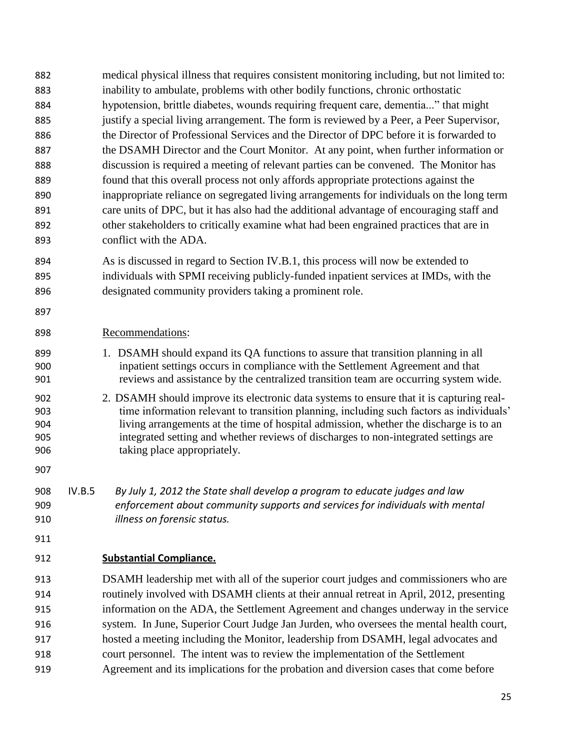medical physical illness that requires consistent monitoring including, but not limited to: inability to ambulate, problems with other bodily functions, chronic orthostatic hypotension, brittle diabetes, wounds requiring frequent care, dementia..." that might justify a special living arrangement. The form is reviewed by a Peer, a Peer Supervisor, the Director of Professional Services and the Director of DPC before it is forwarded to the DSAMH Director and the Court Monitor. At any point, when further information or discussion is required a meeting of relevant parties can be convened. The Monitor has found that this overall process not only affords appropriate protections against the inappropriate reliance on segregated living arrangements for individuals on the long term care units of DPC, but it has also had the additional advantage of encouraging staff and other stakeholders to critically examine what had been engrained practices that are in conflict with the ADA.

As is discussed in regard to Section IV.B.1, this process will now be extended to individuals with SPMI receiving publicly-funded inpatient services at IMDs, with the designated community providers taking a prominent role.

Recommendations:

1. DSAMH should expand its QA functions to assure that transition planning in all inpatient settings occurs in compliance with the Settlement Agreement and that reviews and assistance by the centralized transition team are occurring system wide.
2. DSAMH should improve its electronic data systems to ensure that it is capturing real-time information relevant to transition planning, including such factors as individuals' living arrangements at the time of hospital admission, whether the discharge is to an integrated setting and whether reviews of discharges to non-integrated settings are taking place appropriately.

IV.B.5 *By July 1, 2012 the State shall develop a program to educate judges and law enforcement about community supports and services for individuals with mental illness on forensic status.*

**Substantial Compliance.**

DSAMH leadership met with all of the superior court judges and commissioners who are routinely involved with DSAMH clients at their annual retreat in April, 2012, presenting information on the ADA, the Settlement Agreement and changes underway in the service system. In June, Superior Court Judge Jan Jurden, who oversees the mental health court, hosted a meeting including the Monitor, leadership from DSAMH, legal advocates and court personnel. The intent was to review the implementation of the Settlement Agreement and its implications for the probation and diversion cases that come before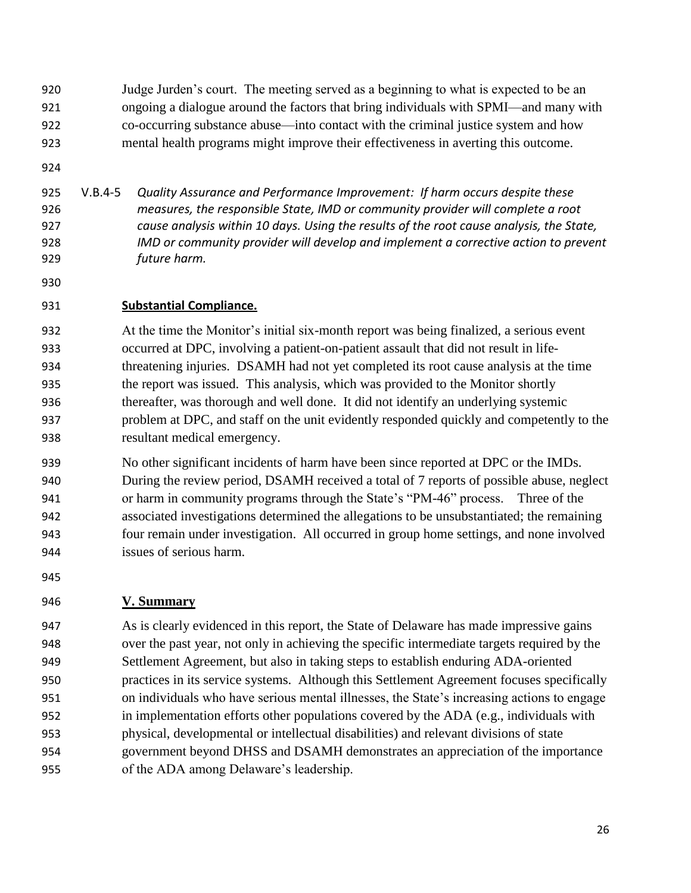Judge Jurden's court. The meeting served as a beginning to what is expected to be an ongoing a dialogue around the factors that bring individuals with SPMI—and many with co-occurring substance abuse—into contact with the criminal justice system and how mental health programs might improve their effectiveness in averting this outcome.

V.B.4-5 *Quality Assurance and Performance Improvement: If harm occurs despite these measures, the responsible State, IMD or community provider will complete a root cause analysis within 10 days. Using the results of the root cause analysis, the State, IMD or community provider will develop and implement a corrective action to prevent future harm.*

**Substantial Compliance.**

At the time the Monitor's initial six-month report was being finalized, a serious event occurred at DPC, involving a patient-on-patient assault that did not result in life-threatening injuries. DSAMH had not yet completed its root cause analysis at the time the report was issued. This analysis, which was provided to the Monitor shortly thereafter, was thorough and well done. It did not identify an underlying systemic problem at DPC, and staff on the unit evidently responded quickly and competently to the resultant medical emergency.

No other significant incidents of harm have been since reported at DPC or the IMDs. During the review period, DSAMH received a total of 7 reports of possible abuse, neglect or harm in community programs through the State's "PM-46" process. Three of the associated investigations determined the allegations to be unsubstantiated; the remaining four remain under investigation. All occurred in group home settings, and none involved issues of serious harm.

## V. Summary

As is clearly evidenced in this report, the State of Delaware has made impressive gains over the past year, not only in achieving the specific intermediate targets required by the Settlement Agreement, but also in taking steps to establish enduring ADA-oriented practices in its service systems. Although this Settlement Agreement focuses specifically on individuals who have serious mental illnesses, the State's increasing actions to engage in implementation efforts other populations covered by the ADA (e.g., individuals with physical, developmental or intellectual disabilities) and relevant divisions of state government beyond DHSS and DSAMH demonstrates an appreciation of the importance of the ADA among Delaware's leadership.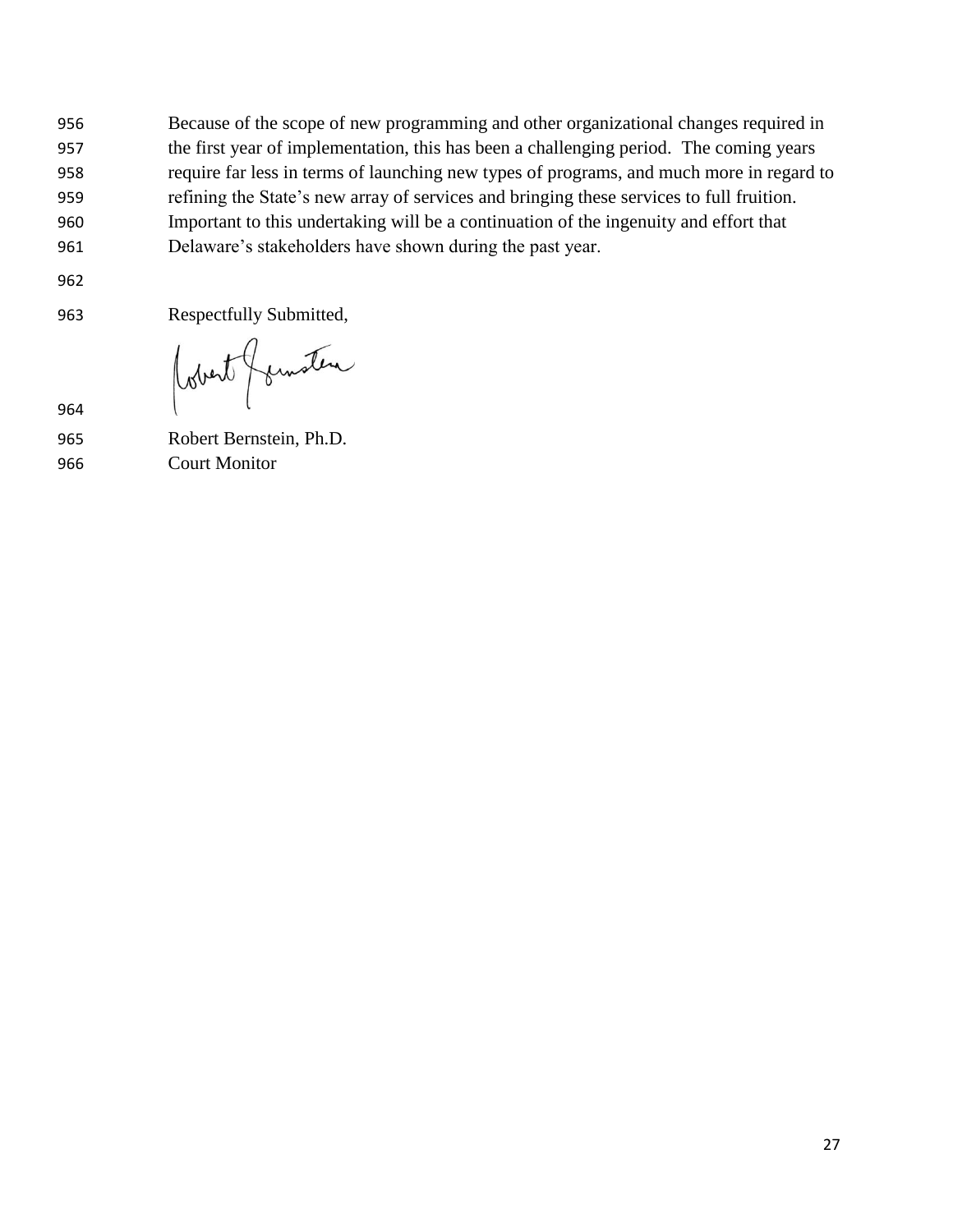Because of the scope of new programming and other organizational changes required in the first year of implementation, this has been a challenging period. The coming years require far less in terms of launching new types of programs, and much more in regard to refining the State's new array of services and bringing these services to full fruition. Important to this undertaking will be a continuation of the ingenuity and effort that Delaware's stakeholders have shown during the past year.

Respectfully Submitted,

Robert Bernstein, Ph.D.
Court Monitor